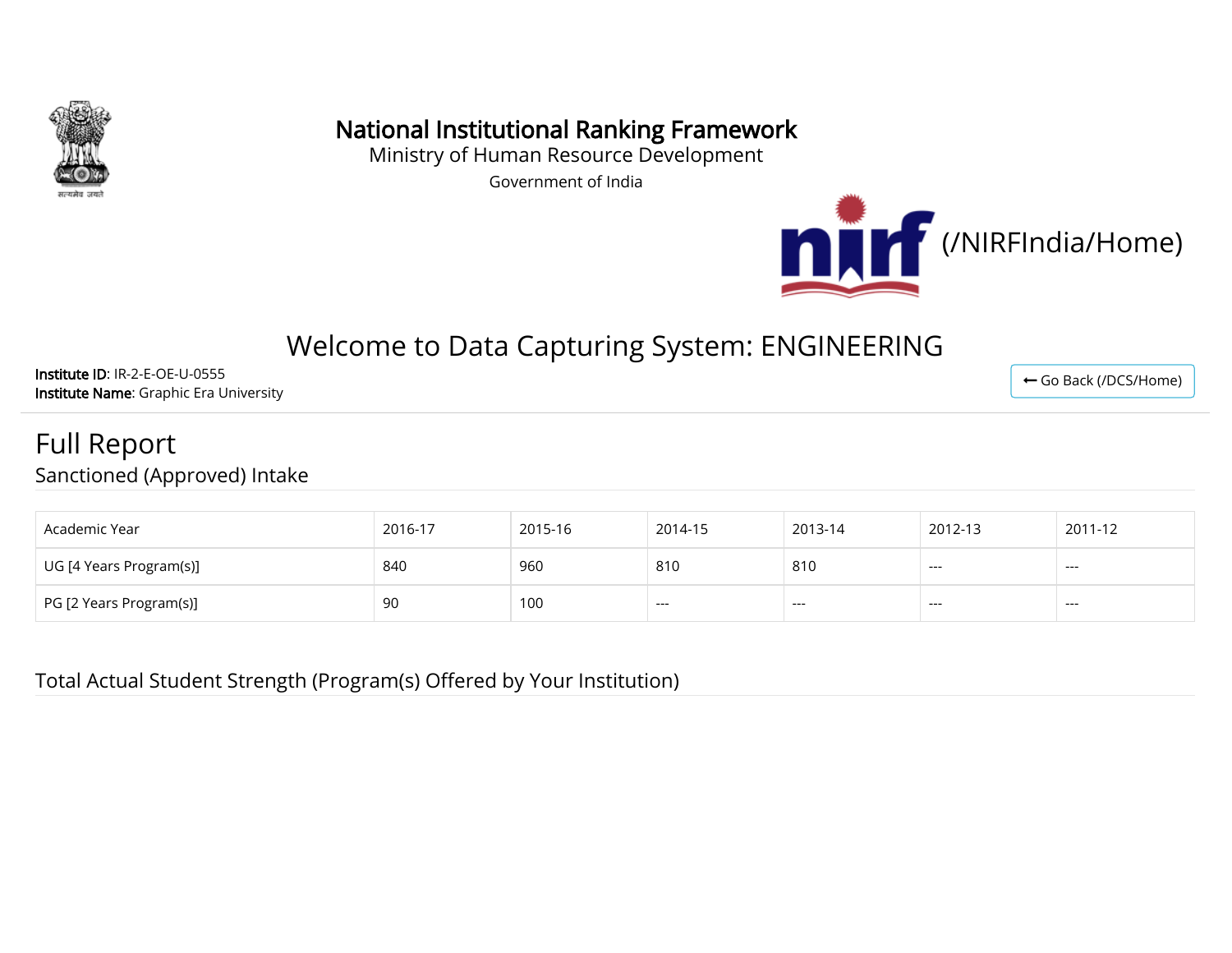# National Institutional Ranking Framework

Ministry of Human Resource Development

Government of India

(/NIRFIndia/Home)

## Welcome to Data Capturing System: ENGINEERING

**Institute ID**: IR-2-E-OE-U-0555

**Institute Name**: Graphic Era University

Go Back (/DCS/Home)

# Full Report

## Sanctioned (Approved) Intake

| Academic Year | 2016-17 | 2015-16 | 2014-15 | 2013-14 | 2012-13 | 2011-12 |
|---|---|---|---|---|---|---|
| UG [4 Years Program(s)] | 840 | 960 | 810 | 810 | --- | --- |
| PG [2 Years Program(s)] | 90 | 100 | --- | --- | --- | --- |

## Total Actual Student Strength (Program(s) Offered by Your Institution)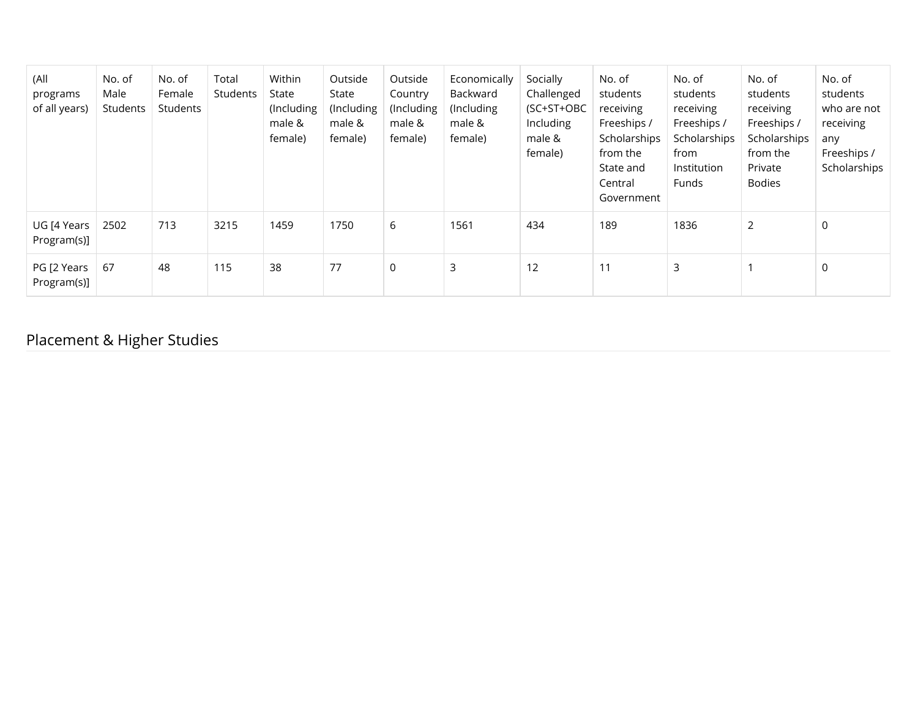| (All programs of all years) | No. of Male Students | No. of Female Students | Total Students | Within State (Including male & female) | Outside State (Including male & female) | Outside Country (Including male & female) | Economically Backward (Including male & female) | Socially Challenged (SC+ST+OBC Including male & female) | No. of students receiving Freeships / Scholarships from the State and Central Government | No. of students receiving Freeships / Scholarships from Institution Funds | No. of students receiving Freeships / Scholarships from the Private Bodies | No. of students who are not receiving any Freeships / Scholarships |
|---|---|---|---|---|---|---|---|---|---|---|---|---|
| UG [4 Years Program(s)] | 2502 | 713 | 3215 | 1459 | 1750 | 6 | 1561 | 434 | 189 | 1836 | 2 | 0 |
| PG [2 Years Program(s)] | 67 | 48 | 115 | 38 | 77 | 0 | 3 | 12 | 11 | 3 | 1 | 0 |

## Placement & Higher Studies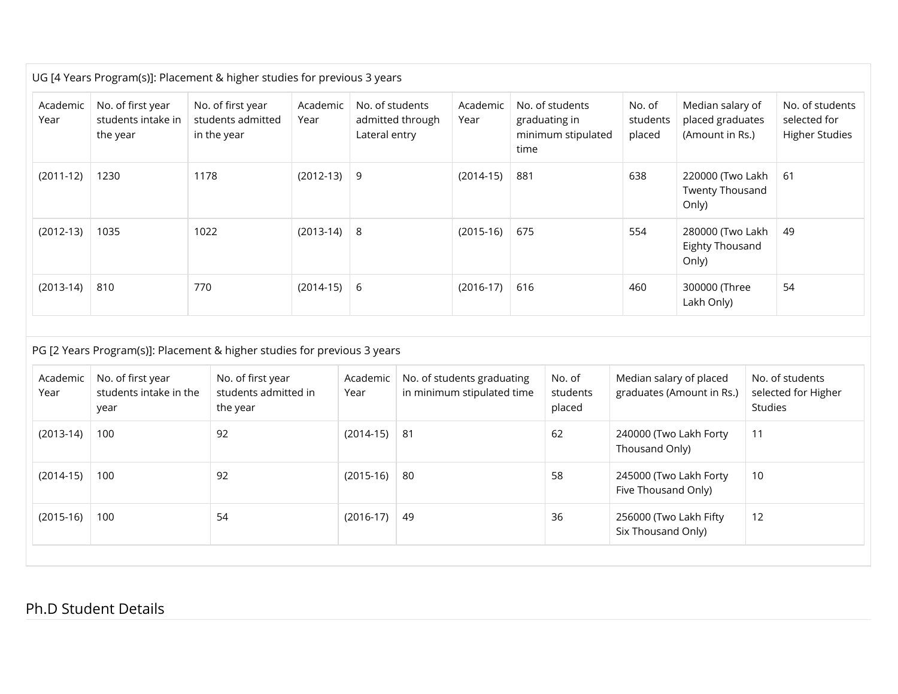UG [4 Years Program(s)]: Placement & higher studies for previous 3 years

| Academic Year | No. of first year students intake in the year | No. of first year students admitted in the year | Academic Year | No. of students admitted through Lateral entry | Academic Year | No. of students graduating in minimum stipulated time | No. of students placed | Median salary of placed graduates (Amount in Rs.) | No. of students selected for Higher Studies |
|---|---|---|---|---|---|---|---|---|---|
| (2011-12) | 1230 | 1178 | (2012-13) | 9 | (2014-15) | 881 | 638 | 220000 (Two Lakh Twenty Thousand Only) | 61 |
| (2012-13) | 1035 | 1022 | (2013-14) | 8 | (2015-16) | 675 | 554 | 280000 (Two Lakh Eighty Thousand Only) | 49 |
| (2013-14) | 810 | 770 | (2014-15) | 6 | (2016-17) | 616 | 460 | 300000 (Three Lakh Only) | 54 |

PG [2 Years Program(s)]: Placement & higher studies for previous 3 years

| Academic Year | No. of first year students intake in the year | No. of first year students admitted in the year | Academic Year | No. of students graduating in minimum stipulated time | No. of students placed | Median salary of placed graduates (Amount in Rs.) | No. of students selected for Higher Studies |
|---|---|---|---|---|---|---|---|
| (2013-14) | 100 | 92 | (2014-15) | 81 | 62 | 240000 (Two Lakh Forty Thousand Only) | 11 |
| (2014-15) | 100 | 92 | (2015-16) | 80 | 58 | 245000 (Two Lakh Forty Five Thousand Only) | 10 |
| (2015-16) | 100 | 54 | (2016-17) | 49 | 36 | 256000 (Two Lakh Fifty Six Thousand Only) | 12 |

## Ph.D Student Details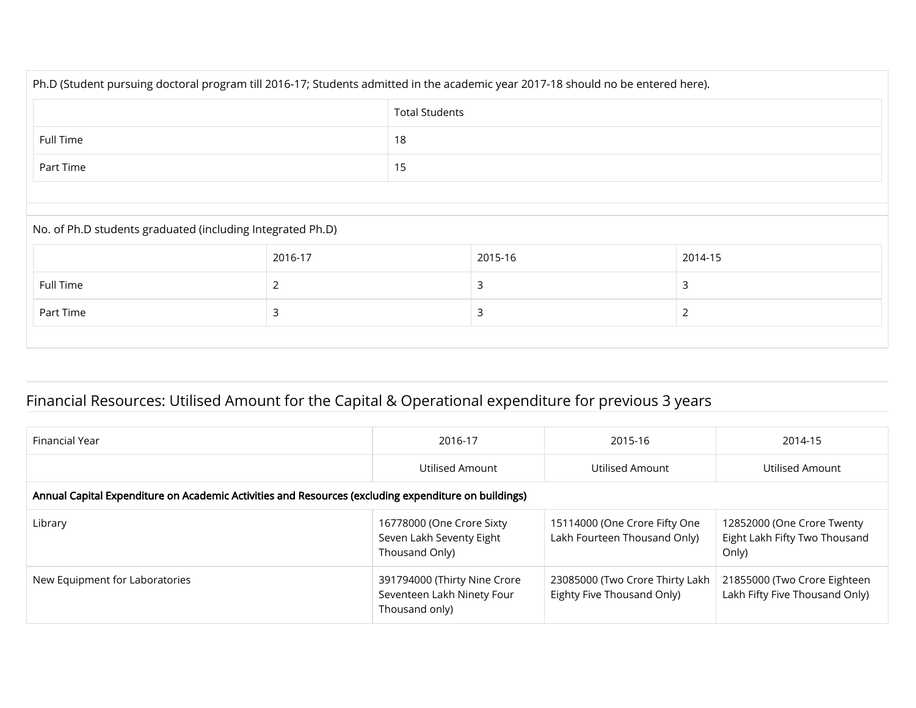Ph.D (Student pursuing doctoral program till 2016-17; Students admitted in the academic year 2017-18 should no be entered here).

| | Total Students |
|---|---|
| Full Time | 18 |
| Part Time | 15 |

No. of Ph.D students graduated (including Integrated Ph.D)

| | 2016-17 | 2015-16 | 2014-15 |
|---|---|---|---|
| Full Time | 2 | 3 | 3 |
| Part Time | 3 | 3 | 2 |

## Financial Resources: Utilised Amount for the Capital & Operational expenditure for previous 3 years

| Financial Year | 2016-17 | 2015-16 | 2014-15 |
|---|---|---|---|
| | Utilised Amount | Utilised Amount | Utilised Amount |
| **Annual Capital Expenditure on Academic Activities and Resources (excluding expenditure on buildings)** | | | |
| Library | 16778000 (One Crore Sixty Seven Lakh Seventy Eight Thousand Only) | 15114000 (One Crore Fifty One Lakh Fourteen Thousand Only) | 12852000 (One Crore Twenty Eight Lakh Fifty Two Thousand Only) |
| New Equipment for Laboratories | 391794000 (Thirty Nine Crore Seventeen Lakh Ninety Four Thousand only) | 23085000 (Two Crore Thirty Lakh Eighty Five Thousand Only) | 21855000 (Two Crore Eighteen Lakh Fifty Five Thousand Only) |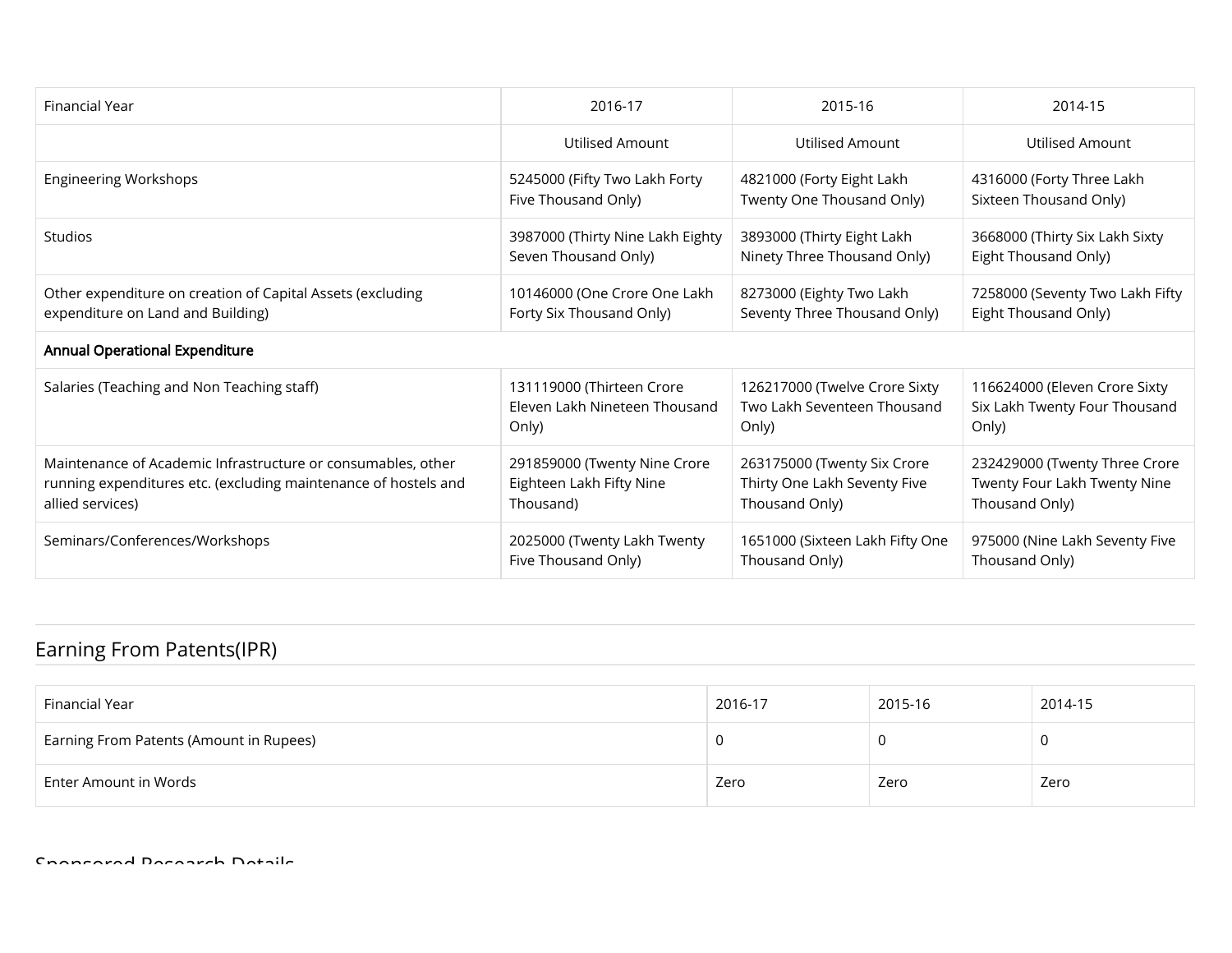| Financial Year | 2016-17 | 2015-16 | 2014-15 |
| --- | --- | --- | --- |
| | Utilised Amount | Utilised Amount | Utilised Amount |
| Engineering Workshops | 5245000 (Fifty Two Lakh Forty Five Thousand Only) | 4821000 (Forty Eight Lakh Twenty One Thousand Only) | 4316000 (Forty Three Lakh Sixteen Thousand Only) |
| Studios | 3987000 (Thirty Nine Lakh Eighty Seven Thousand Only) | 3893000 (Thirty Eight Lakh Ninety Three Thousand Only) | 3668000 (Thirty Six Lakh Sixty Eight Thousand Only) |
| Other expenditure on creation of Capital Assets (excluding expenditure on Land and Building) | 10146000 (One Crore One Lakh Forty Six Thousand Only) | 8273000 (Eighty Two Lakh Seventy Three Thousand Only) | 7258000 (Seventy Two Lakh Fifty Eight Thousand Only) |
| **Annual Operational Expenditure** | | | |
| Salaries (Teaching and Non Teaching staff) | 131119000 (Thirteen Crore Eleven Lakh Nineteen Thousand Only) | 126217000 (Twelve Crore Sixty Two Lakh Seventeen Thousand Only) | 116624000 (Eleven Crore Sixty Six Lakh Twenty Four Thousand Only) |
| Maintenance of Academic Infrastructure or consumables, other running expenditures etc. (excluding maintenance of hostels and allied services) | 291859000 (Twenty Nine Crore Eighteen Lakh Fifty Nine Thousand) | 263175000 (Twenty Six Crore Thirty One Lakh Seventy Five Thousand Only) | 232429000 (Twenty Three Crore Twenty Four Lakh Twenty Nine Thousand Only) |
| Seminars/Conferences/Workshops | 2025000 (Twenty Lakh Twenty Five Thousand Only) | 1651000 (Sixteen Lakh Fifty One Thousand Only) | 975000 (Nine Lakh Seventy Five Thousand Only) |

## Earning From Patents(IPR)

| Financial Year | 2016-17 | 2015-16 | 2014-15 |
| --- | --- | --- | --- |
| Earning From Patents (Amount in Rupees) | 0 | 0 | 0 |
| Enter Amount in Words | Zero | Zero | Zero |

## Sponsored Research Details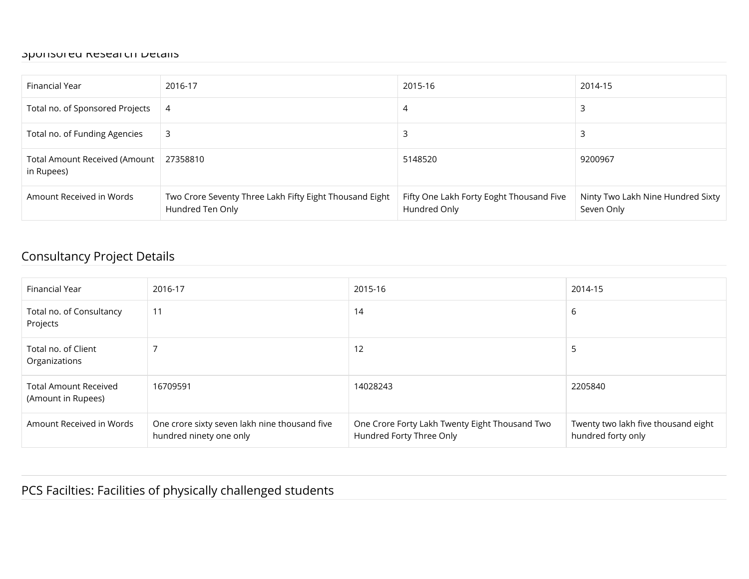## Sponsored Research Details

| Financial Year | 2016-17 | 2015-16 | 2014-15 |
|---|---|---|---|
| Total no. of Sponsored Projects | 4 | 4 | 3 |
| Total no. of Funding Agencies | 3 | 3 | 3 |
| Total Amount Received (Amount in Rupees) | 27358810 | 5148520 | 9200967 |
| Amount Received in Words | Two Crore Seventy Three Lakh Fifty Eight Thousand Eight Hundred Ten Only | Fifty One Lakh Forty Eoght Thousand Five Hundred Only | Ninty Two Lakh Nine Hundred Sixty Seven Only |

## Consultancy Project Details

| Financial Year | 2016-17 | 2015-16 | 2014-15 |
|---|---|---|---|
| Total no. of Consultancy Projects | 11 | 14 | 6 |
| Total no. of Client Organizations | 7 | 12 | 5 |
| Total Amount Received (Amount in Rupees) | 16709591 | 14028243 | 2205840 |
| Amount Received in Words | One crore sixty seven lakh nine thousand five hundred ninety one only | One Crore Forty Lakh Twenty Eight Thousand Two Hundred Forty Three Only | Twenty two lakh five thousand eight hundred forty only |

## PCS Facilties: Facilities of physically challenged students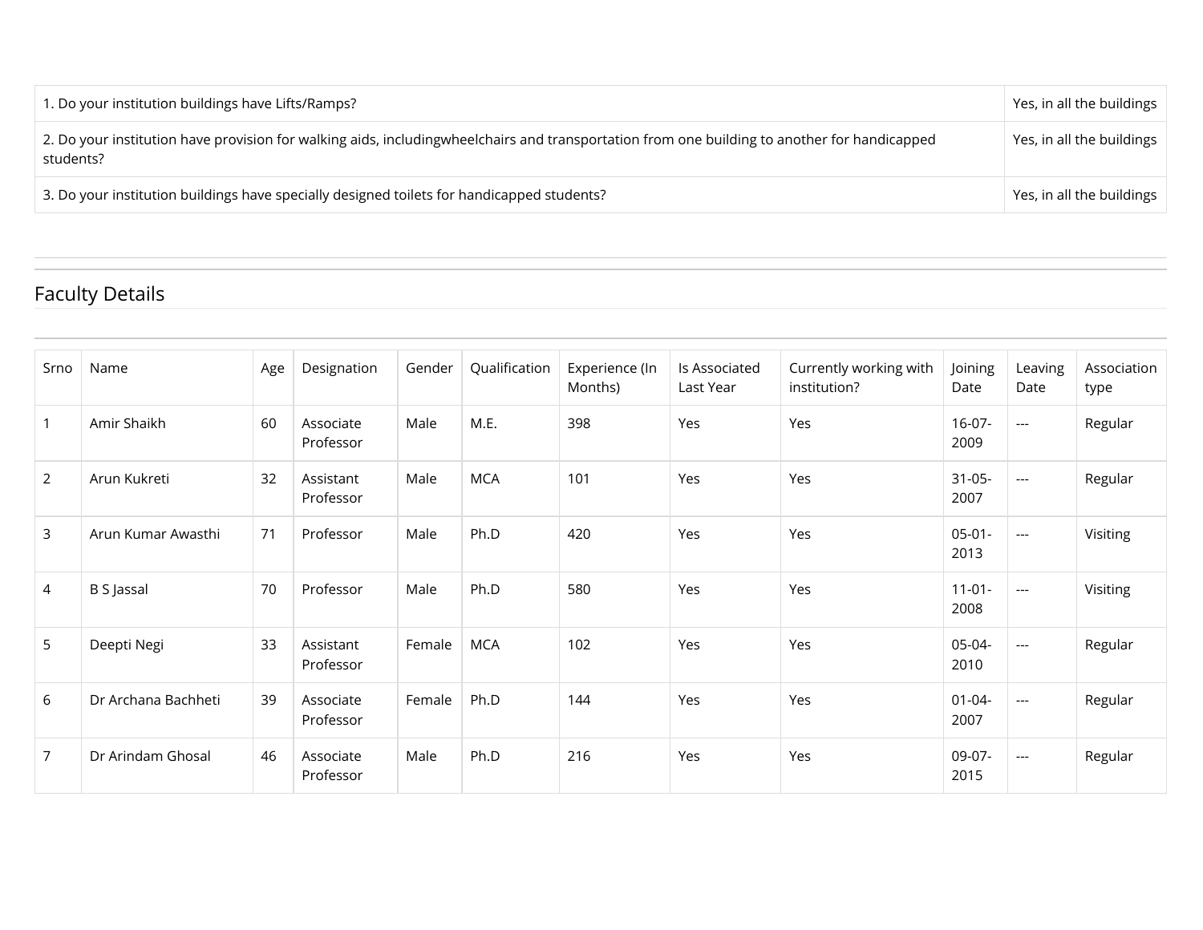| | |
|---|---|
| 1. Do your institution buildings have Lifts/Ramps? | Yes, in all the buildings |
| 2. Do your institution have provision for walking aids, includingwheelchairs and transportation from one building to another for handicapped students? | Yes, in all the buildings |
| 3. Do your institution buildings have specially designed toilets for handicapped students? | Yes, in all the buildings |

## Faculty Details

| Srno | Name | Age | Designation | Gender | Qualification | Experience (In Months) | Is Associated Last Year | Currently working with institution? | Joining Date | Leaving Date | Association type |
|---|---|---|---|---|---|---|---|---|---|---|---|
| 1 | Amir Shaikh | 60 | Associate Professor | Male | M.E. | 398 | Yes | Yes | 16-07-2009 | --- | Regular |
| 2 | Arun Kukreti | 32 | Assistant Professor | Male | MCA | 101 | Yes | Yes | 31-05-2007 | --- | Regular |
| 3 | Arun Kumar Awasthi | 71 | Professor | Male | Ph.D | 420 | Yes | Yes | 05-01-2013 | --- | Visiting |
| 4 | B S Jassal | 70 | Professor | Male | Ph.D | 580 | Yes | Yes | 11-01-2008 | --- | Visiting |
| 5 | Deepti Negi | 33 | Assistant Professor | Female | MCA | 102 | Yes | Yes | 05-04-2010 | --- | Regular |
| 6 | Dr Archana Bachheti | 39 | Associate Professor | Female | Ph.D | 144 | Yes | Yes | 01-04-2007 | --- | Regular |
| 7 | Dr Arindam Ghosal | 46 | Associate Professor | Male | Ph.D | 216 | Yes | Yes | 09-07-2015 | --- | Regular |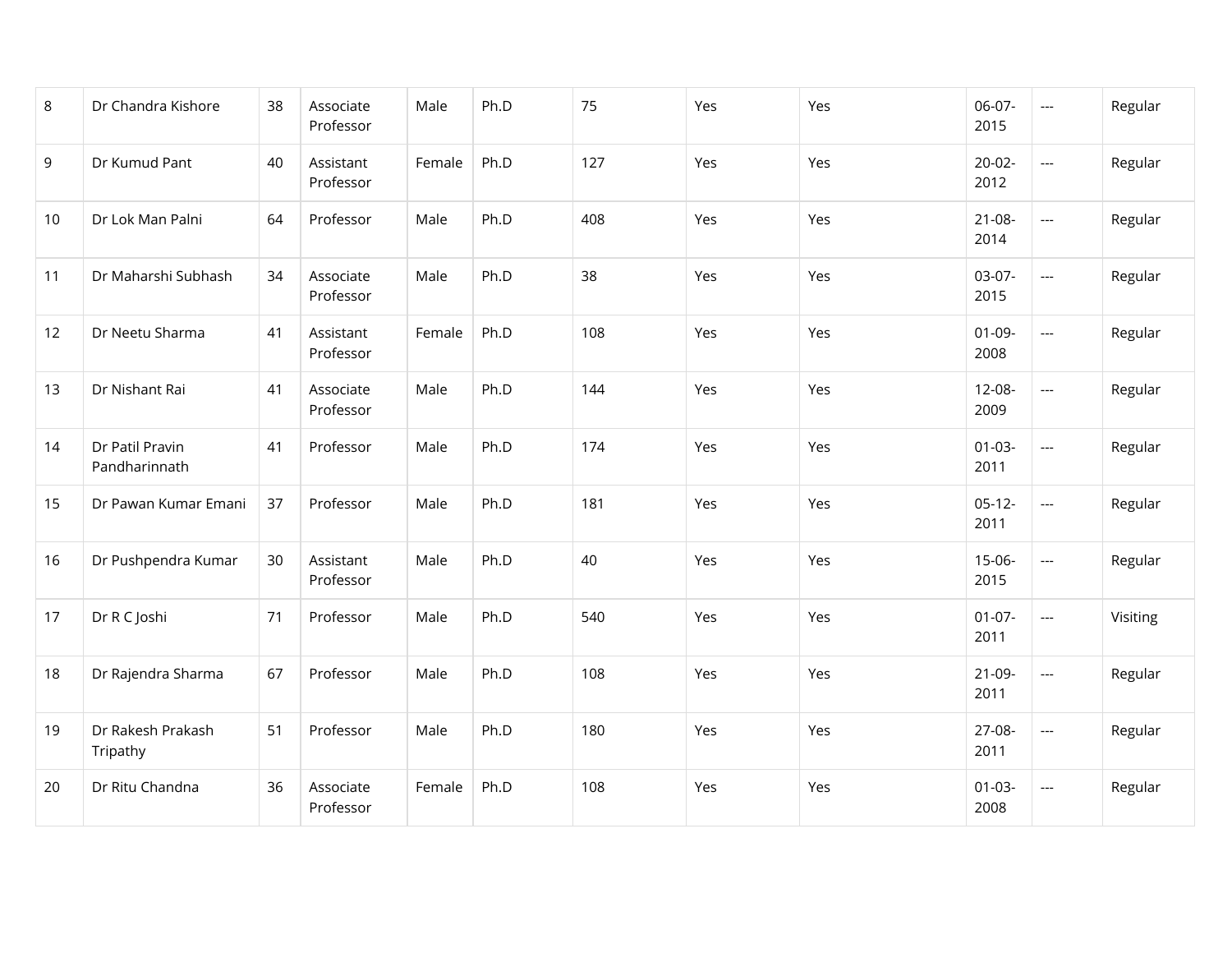| 8 | Dr Chandra Kishore | 38 | Associate Professor | Male | Ph.D | 75 | Yes | Yes | 06-07-2015 | --- | Regular |
|---|---|---|---|---|---|---|---|---|---|---|---|
| 9 | Dr Kumud Pant | 40 | Assistant Professor | Female | Ph.D | 127 | Yes | Yes | 20-02-2012 | --- | Regular |
| 10 | Dr Lok Man Palni | 64 | Professor | Male | Ph.D | 408 | Yes | Yes | 21-08-2014 | --- | Regular |
| 11 | Dr Maharshi Subhash | 34 | Associate Professor | Male | Ph.D | 38 | Yes | Yes | 03-07-2015 | --- | Regular |
| 12 | Dr Neetu Sharma | 41 | Assistant Professor | Female | Ph.D | 108 | Yes | Yes | 01-09-2008 | --- | Regular |
| 13 | Dr Nishant Rai | 41 | Associate Professor | Male | Ph.D | 144 | Yes | Yes | 12-08-2009 | --- | Regular |
| 14 | Dr Patil Pravin Pandharinnath | 41 | Professor | Male | Ph.D | 174 | Yes | Yes | 01-03-2011 | --- | Regular |
| 15 | Dr Pawan Kumar Emani | 37 | Professor | Male | Ph.D | 181 | Yes | Yes | 05-12-2011 | --- | Regular |
| 16 | Dr Pushpendra Kumar | 30 | Assistant Professor | Male | Ph.D | 40 | Yes | Yes | 15-06-2015 | --- | Regular |
| 17 | Dr R C Joshi | 71 | Professor | Male | Ph.D | 540 | Yes | Yes | 01-07-2011 | --- | Visiting |
| 18 | Dr Rajendra Sharma | 67 | Professor | Male | Ph.D | 108 | Yes | Yes | 21-09-2011 | --- | Regular |
| 19 | Dr Rakesh Prakash Tripathy | 51 | Professor | Male | Ph.D | 180 | Yes | Yes | 27-08-2011 | --- | Regular |
| 20 | Dr Ritu Chandna | 36 | Associate Professor | Female | Ph.D | 108 | Yes | Yes | 01-03-2008 | --- | Regular |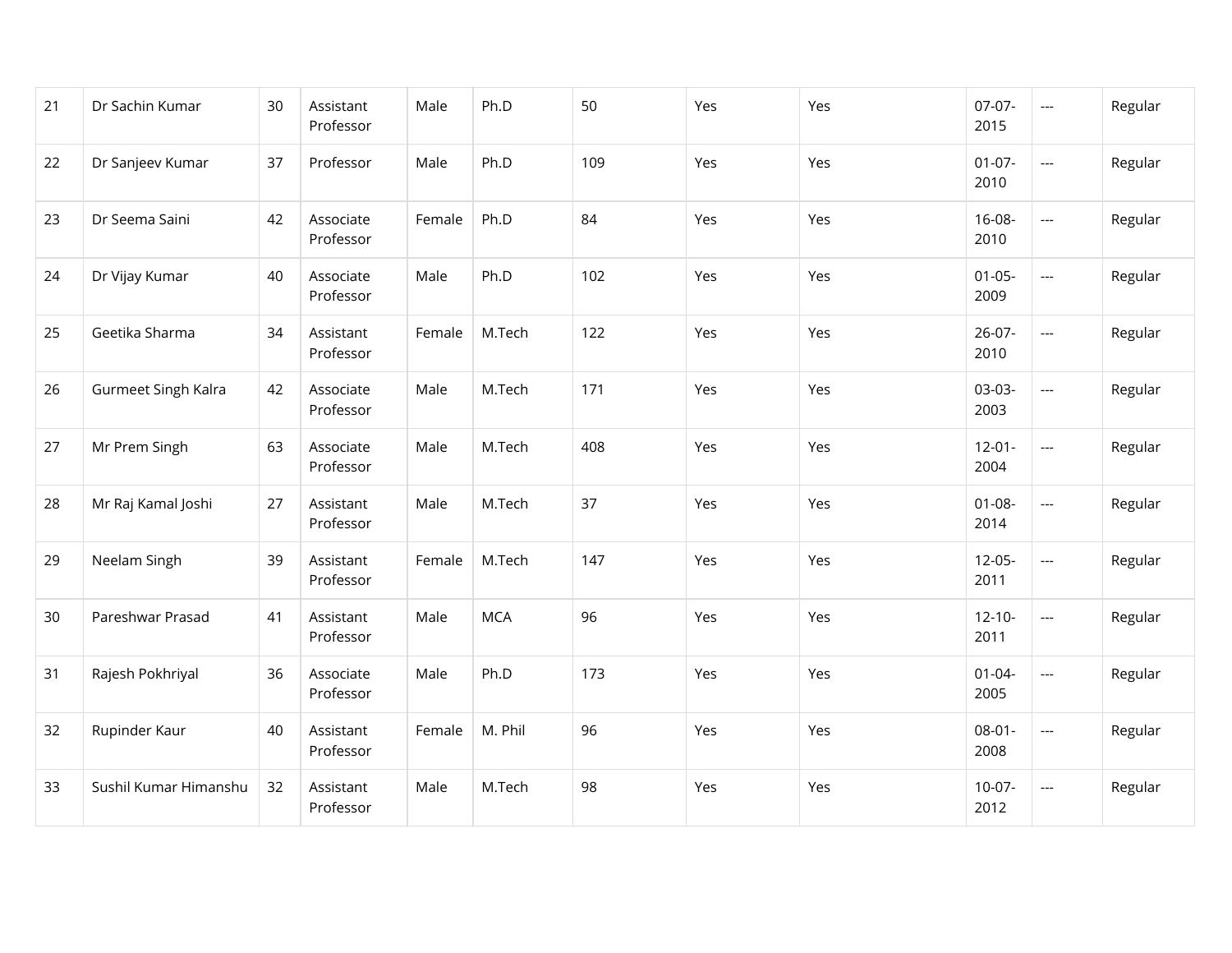| | | | | | | | | | | | |
|---|---|---|---|---|---|---|---|---|---|---|---|
| 21 | Dr Sachin Kumar | 30 | Assistant Professor | Male | Ph.D | 50 | Yes | Yes | 07-07-2015 | --- | Regular |
| 22 | Dr Sanjeev Kumar | 37 | Professor | Male | Ph.D | 109 | Yes | Yes | 01-07-2010 | --- | Regular |
| 23 | Dr Seema Saini | 42 | Associate Professor | Female | Ph.D | 84 | Yes | Yes | 16-08-2010 | --- | Regular |
| 24 | Dr Vijay Kumar | 40 | Associate Professor | Male | Ph.D | 102 | Yes | Yes | 01-05-2009 | --- | Regular |
| 25 | Geetika Sharma | 34 | Assistant Professor | Female | M.Tech | 122 | Yes | Yes | 26-07-2010 | --- | Regular |
| 26 | Gurmeet Singh Kalra | 42 | Associate Professor | Male | M.Tech | 171 | Yes | Yes | 03-03-2003 | --- | Regular |
| 27 | Mr Prem Singh | 63 | Associate Professor | Male | M.Tech | 408 | Yes | Yes | 12-01-2004 | --- | Regular |
| 28 | Mr Raj Kamal Joshi | 27 | Assistant Professor | Male | M.Tech | 37 | Yes | Yes | 01-08-2014 | --- | Regular |
| 29 | Neelam Singh | 39 | Assistant Professor | Female | M.Tech | 147 | Yes | Yes | 12-05-2011 | --- | Regular |
| 30 | Pareshwar Prasad | 41 | Assistant Professor | Male | MCA | 96 | Yes | Yes | 12-10-2011 | --- | Regular |
| 31 | Rajesh Pokhriyal | 36 | Associate Professor | Male | Ph.D | 173 | Yes | Yes | 01-04-2005 | --- | Regular |
| 32 | Rupinder Kaur | 40 | Assistant Professor | Female | M. Phil | 96 | Yes | Yes | 08-01-2008 | --- | Regular |
| 33 | Sushil Kumar Himanshu | 32 | Assistant Professor | Male | M.Tech | 98 | Yes | Yes | 10-07-2012 | --- | Regular |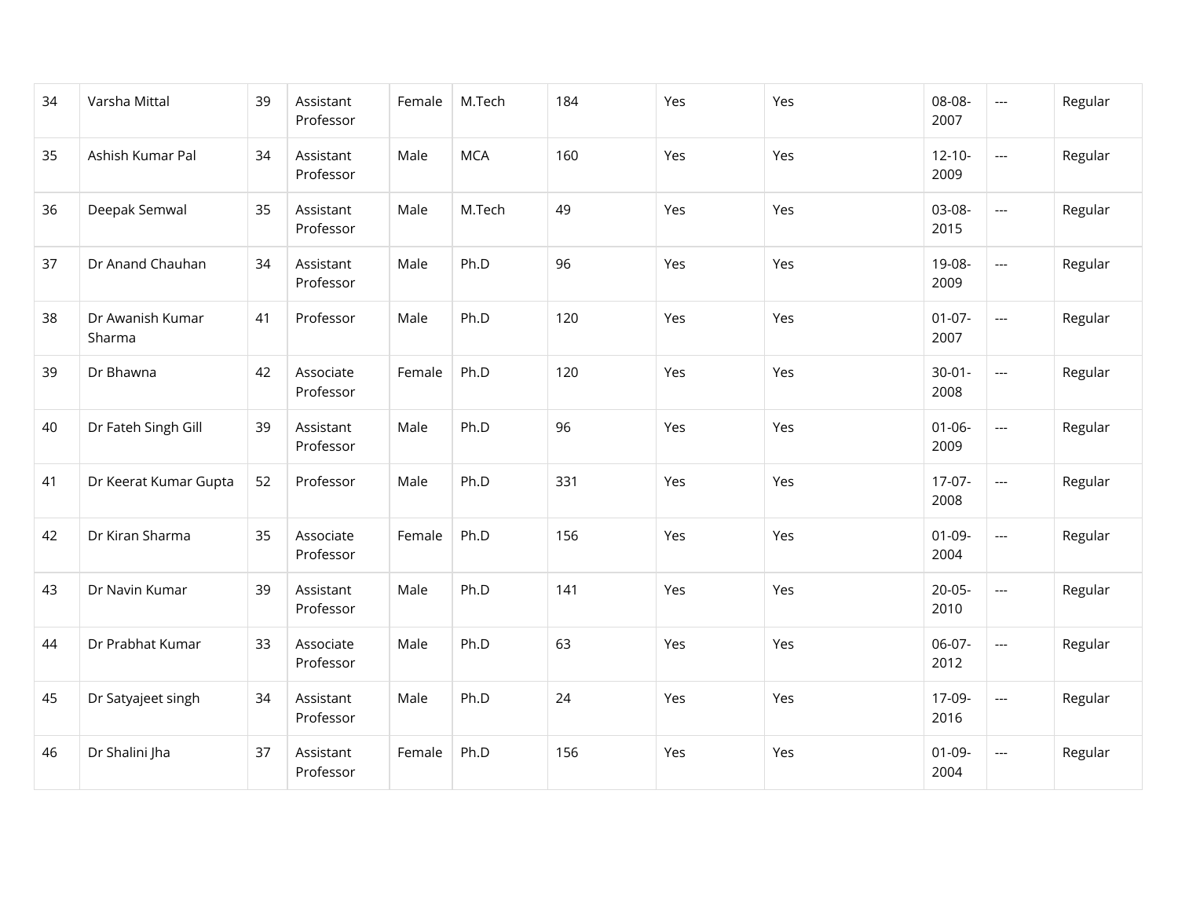| 34 | Varsha Mittal | 39 | Assistant Professor | Female | M.Tech | 184 | Yes | Yes | 08-08-2007 | --- | Regular |
|---|---|---|---|---|---|---|---|---|---|---|---|
| 35 | Ashish Kumar Pal | 34 | Assistant Professor | Male | MCA | 160 | Yes | Yes | 12-10-2009 | --- | Regular |
| 36 | Deepak Semwal | 35 | Assistant Professor | Male | M.Tech | 49 | Yes | Yes | 03-08-2015 | --- | Regular |
| 37 | Dr Anand Chauhan | 34 | Assistant Professor | Male | Ph.D | 96 | Yes | Yes | 19-08-2009 | --- | Regular |
| 38 | Dr Awanish Kumar Sharma | 41 | Professor | Male | Ph.D | 120 | Yes | Yes | 01-07-2007 | --- | Regular |
| 39 | Dr Bhawna | 42 | Associate Professor | Female | Ph.D | 120 | Yes | Yes | 30-01-2008 | --- | Regular |
| 40 | Dr Fateh Singh Gill | 39 | Assistant Professor | Male | Ph.D | 96 | Yes | Yes | 01-06-2009 | --- | Regular |
| 41 | Dr Keerat Kumar Gupta | 52 | Professor | Male | Ph.D | 331 | Yes | Yes | 17-07-2008 | --- | Regular |
| 42 | Dr Kiran Sharma | 35 | Associate Professor | Female | Ph.D | 156 | Yes | Yes | 01-09-2004 | --- | Regular |
| 43 | Dr Navin Kumar | 39 | Assistant Professor | Male | Ph.D | 141 | Yes | Yes | 20-05-2010 | --- | Regular |
| 44 | Dr Prabhat Kumar | 33 | Associate Professor | Male | Ph.D | 63 | Yes | Yes | 06-07-2012 | --- | Regular |
| 45 | Dr Satyajeet singh | 34 | Assistant Professor | Male | Ph.D | 24 | Yes | Yes | 17-09-2016 | --- | Regular |
| 46 | Dr Shalini Jha | 37 | Assistant Professor | Female | Ph.D | 156 | Yes | Yes | 01-09-2004 | --- | Regular |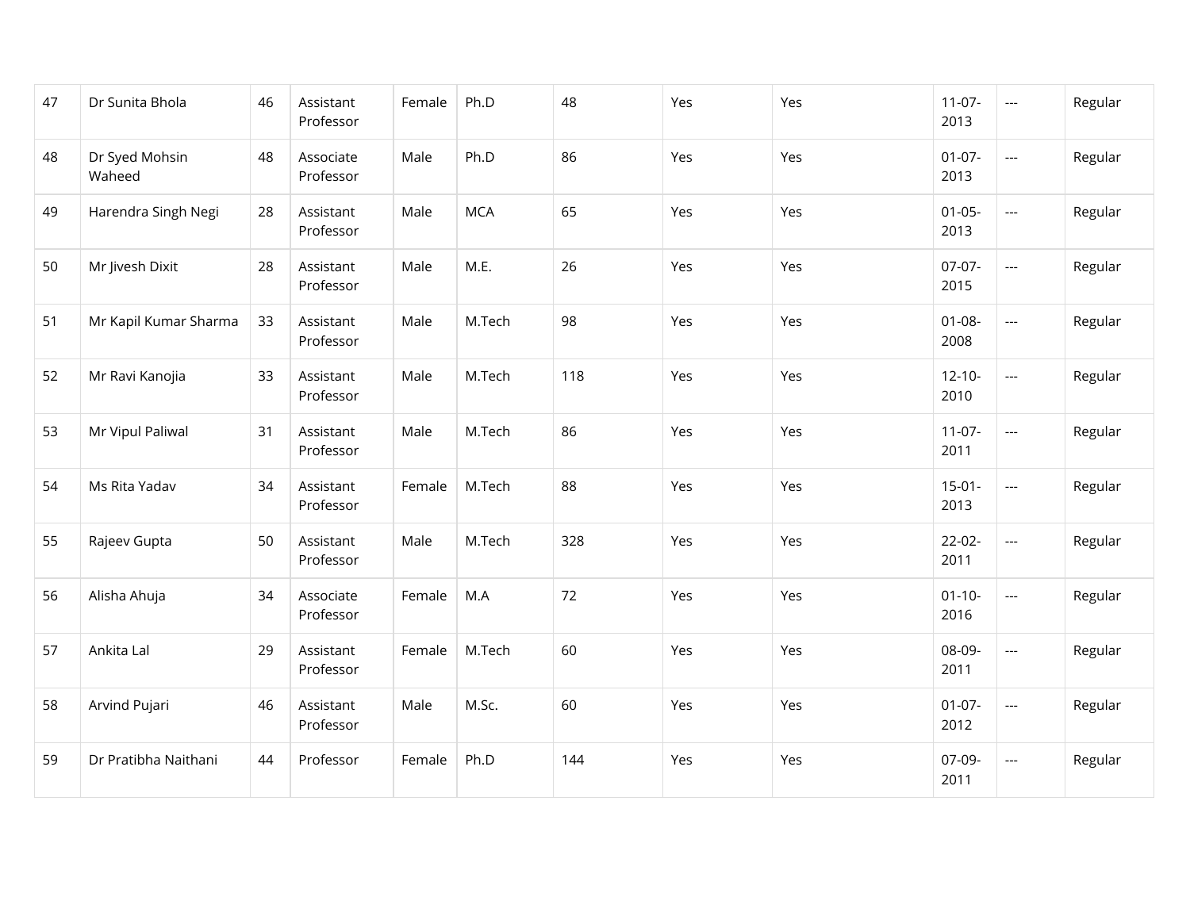| | | | | | | | | | | | |
|---|---|---|---|---|---|---|---|---|---|---|---|
| 47 | Dr Sunita Bhola | 46 | Assistant Professor | Female | Ph.D | 48 | Yes | Yes | 11-07-2013 | --- | Regular |
| 48 | Dr Syed Mohsin Waheed | 48 | Associate Professor | Male | Ph.D | 86 | Yes | Yes | 01-07-2013 | --- | Regular |
| 49 | Harendra Singh Negi | 28 | Assistant Professor | Male | MCA | 65 | Yes | Yes | 01-05-2013 | --- | Regular |
| 50 | Mr Jivesh Dixit | 28 | Assistant Professor | Male | M.E. | 26 | Yes | Yes | 07-07-2015 | --- | Regular |
| 51 | Mr Kapil Kumar Sharma | 33 | Assistant Professor | Male | M.Tech | 98 | Yes | Yes | 01-08-2008 | --- | Regular |
| 52 | Mr Ravi Kanojia | 33 | Assistant Professor | Male | M.Tech | 118 | Yes | Yes | 12-10-2010 | --- | Regular |
| 53 | Mr Vipul Paliwal | 31 | Assistant Professor | Male | M.Tech | 86 | Yes | Yes | 11-07-2011 | --- | Regular |
| 54 | Ms Rita Yadav | 34 | Assistant Professor | Female | M.Tech | 88 | Yes | Yes | 15-01-2013 | --- | Regular |
| 55 | Rajeev Gupta | 50 | Assistant Professor | Male | M.Tech | 328 | Yes | Yes | 22-02-2011 | --- | Regular |
| 56 | Alisha Ahuja | 34 | Associate Professor | Female | M.A | 72 | Yes | Yes | 01-10-2016 | --- | Regular |
| 57 | Ankita Lal | 29 | Assistant Professor | Female | M.Tech | 60 | Yes | Yes | 08-09-2011 | --- | Regular |
| 58 | Arvind Pujari | 46 | Assistant Professor | Male | M.Sc. | 60 | Yes | Yes | 01-07-2012 | --- | Regular |
| 59 | Dr Pratibha Naithani | 44 | Professor | Female | Ph.D | 144 | Yes | Yes | 07-09-2011 | --- | Regular |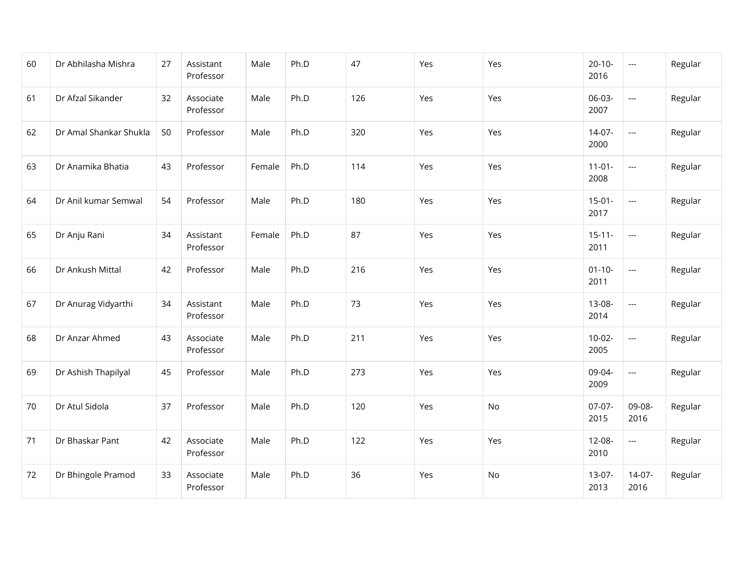| 60 | Dr Abhilasha Mishra | 27 | Assistant Professor | Male | Ph.D | 47 | Yes | Yes | 20-10-2016 | --- | Regular |
|---|---|---|---|---|---|---|---|---|---|---|---|
| 61 | Dr Afzal Sikander | 32 | Associate Professor | Male | Ph.D | 126 | Yes | Yes | 06-03-2007 | --- | Regular |
| 62 | Dr Amal Shankar Shukla | 50 | Professor | Male | Ph.D | 320 | Yes | Yes | 14-07-2000 | --- | Regular |
| 63 | Dr Anamika Bhatia | 43 | Professor | Female | Ph.D | 114 | Yes | Yes | 11-01-2008 | --- | Regular |
| 64 | Dr Anil kumar Semwal | 54 | Professor | Male | Ph.D | 180 | Yes | Yes | 15-01-2017 | --- | Regular |
| 65 | Dr Anju Rani | 34 | Assistant Professor | Female | Ph.D | 87 | Yes | Yes | 15-11-2011 | --- | Regular |
| 66 | Dr Ankush Mittal | 42 | Professor | Male | Ph.D | 216 | Yes | Yes | 01-10-2011 | --- | Regular |
| 67 | Dr Anurag Vidyarthi | 34 | Assistant Professor | Male | Ph.D | 73 | Yes | Yes | 13-08-2014 | --- | Regular |
| 68 | Dr Anzar Ahmed | 43 | Associate Professor | Male | Ph.D | 211 | Yes | Yes | 10-02-2005 | --- | Regular |
| 69 | Dr Ashish Thapilyal | 45 | Professor | Male | Ph.D | 273 | Yes | Yes | 09-04-2009 | --- | Regular |
| 70 | Dr Atul Sidola | 37 | Professor | Male | Ph.D | 120 | Yes | No | 07-07-2015 | 09-08-2016 | Regular |
| 71 | Dr Bhaskar Pant | 42 | Associate Professor | Male | Ph.D | 122 | Yes | Yes | 12-08-2010 | --- | Regular |
| 72 | Dr Bhingole Pramod | 33 | Associate Professor | Male | Ph.D | 36 | Yes | No | 13-07-2013 | 14-07-2016 | Regular |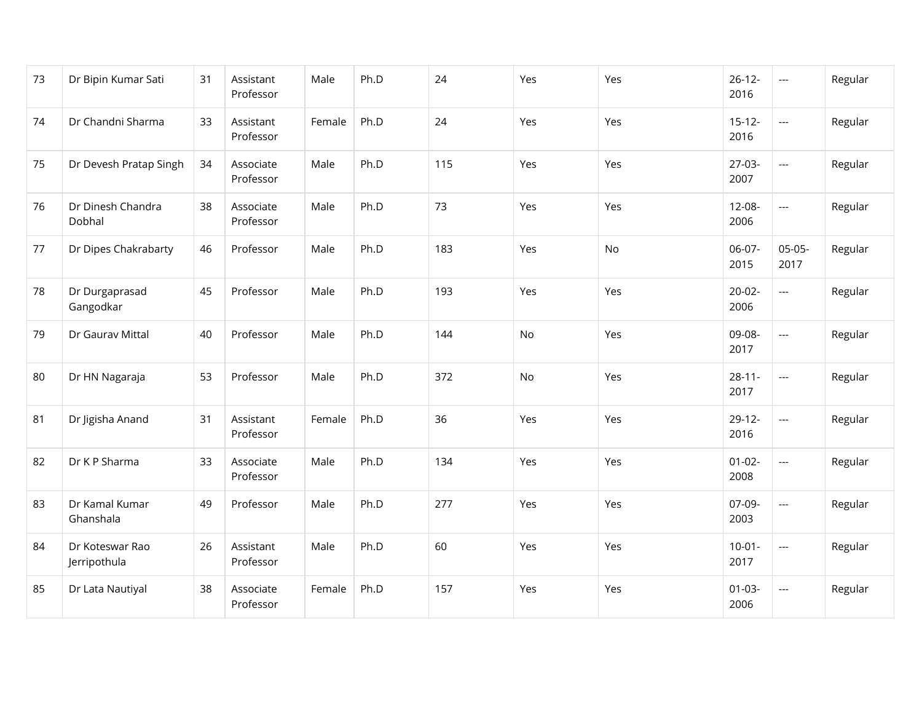| 73 | Dr Bipin Kumar Sati | 31 | Assistant Professor | Male | Ph.D | 24 | Yes | Yes | 26-12-2016 | --- | Regular |
|---|---|---|---|---|---|---|---|---|---|---|---|
| 74 | Dr Chandni Sharma | 33 | Assistant Professor | Female | Ph.D | 24 | Yes | Yes | 15-12-2016 | --- | Regular |
| 75 | Dr Devesh Pratap Singh | 34 | Associate Professor | Male | Ph.D | 115 | Yes | Yes | 27-03-2007 | --- | Regular |
| 76 | Dr Dinesh Chandra Dobhal | 38 | Associate Professor | Male | Ph.D | 73 | Yes | Yes | 12-08-2006 | --- | Regular |
| 77 | Dr Dipes Chakrabarty | 46 | Professor | Male | Ph.D | 183 | Yes | No | 06-07-2015 | 05-05-2017 | Regular |
| 78 | Dr Durgaprasad Gangodkar | 45 | Professor | Male | Ph.D | 193 | Yes | Yes | 20-02-2006 | --- | Regular |
| 79 | Dr Gaurav Mittal | 40 | Professor | Male | Ph.D | 144 | No | Yes | 09-08-2017 | --- | Regular |
| 80 | Dr HN Nagaraja | 53 | Professor | Male | Ph.D | 372 | No | Yes | 28-11-2017 | --- | Regular |
| 81 | Dr Jigisha Anand | 31 | Assistant Professor | Female | Ph.D | 36 | Yes | Yes | 29-12-2016 | --- | Regular |
| 82 | Dr K P Sharma | 33 | Associate Professor | Male | Ph.D | 134 | Yes | Yes | 01-02-2008 | --- | Regular |
| 83 | Dr Kamal Kumar Ghanshala | 49 | Professor | Male | Ph.D | 277 | Yes | Yes | 07-09-2003 | --- | Regular |
| 84 | Dr Koteswar Rao Jerripothula | 26 | Assistant Professor | Male | Ph.D | 60 | Yes | Yes | 10-01-2017 | --- | Regular |
| 85 | Dr Lata Nautiyal | 38 | Associate Professor | Female | Ph.D | 157 | Yes | Yes | 01-03-2006 | --- | Regular |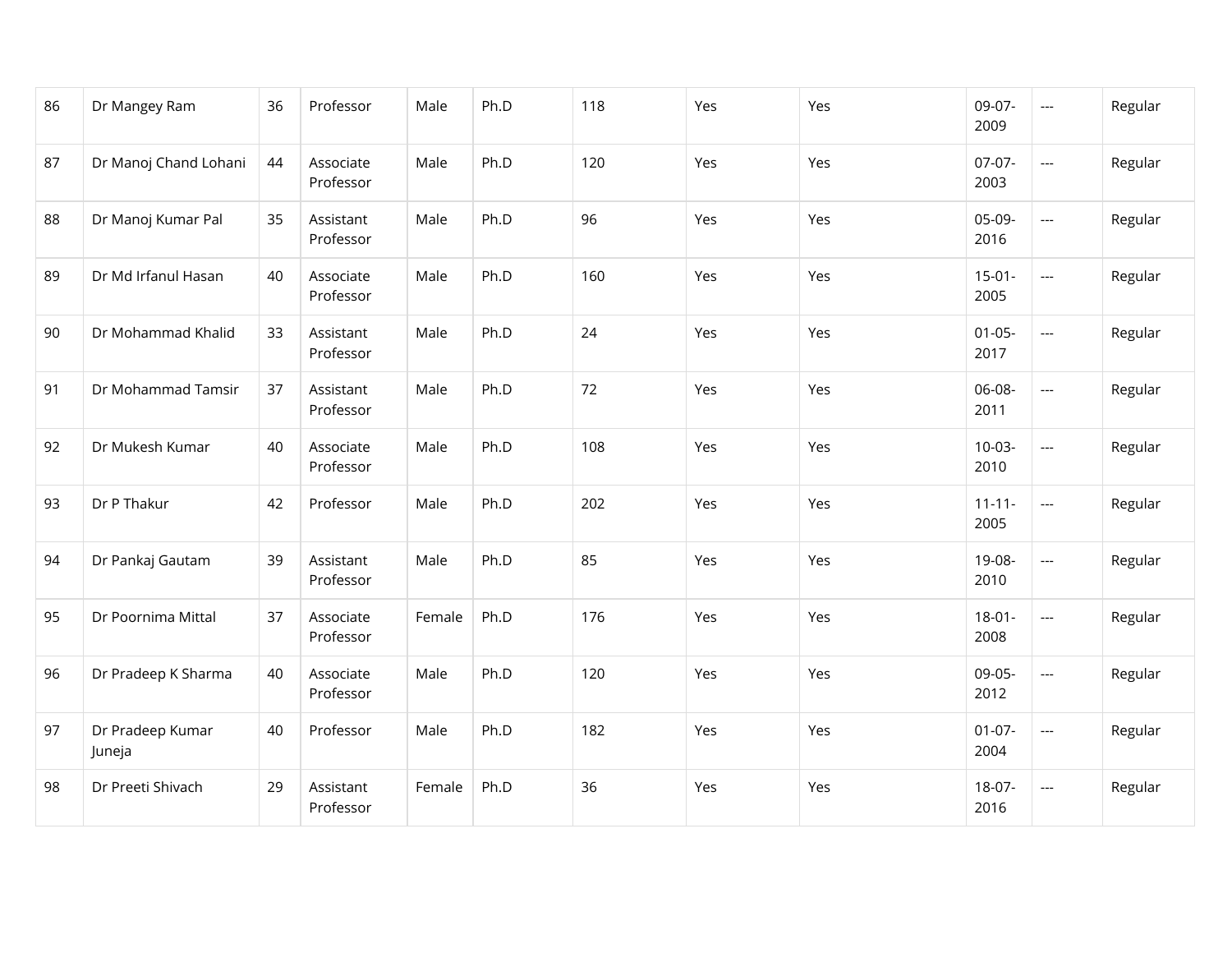| | | | | | | | | | | | |
|---|---|---|---|---|---|---|---|---|---|---|---|
| 86 | Dr Mangey Ram | 36 | Professor | Male | Ph.D | 118 | Yes | Yes | 09-07-2009 | --- | Regular |
| 87 | Dr Manoj Chand Lohani | 44 | Associate Professor | Male | Ph.D | 120 | Yes | Yes | 07-07-2003 | --- | Regular |
| 88 | Dr Manoj Kumar Pal | 35 | Assistant Professor | Male | Ph.D | 96 | Yes | Yes | 05-09-2016 | --- | Regular |
| 89 | Dr Md Irfanul Hasan | 40 | Associate Professor | Male | Ph.D | 160 | Yes | Yes | 15-01-2005 | --- | Regular |
| 90 | Dr Mohammad Khalid | 33 | Assistant Professor | Male | Ph.D | 24 | Yes | Yes | 01-05-2017 | --- | Regular |
| 91 | Dr Mohammad Tamsir | 37 | Assistant Professor | Male | Ph.D | 72 | Yes | Yes | 06-08-2011 | --- | Regular |
| 92 | Dr Mukesh Kumar | 40 | Associate Professor | Male | Ph.D | 108 | Yes | Yes | 10-03-2010 | --- | Regular |
| 93 | Dr P Thakur | 42 | Professor | Male | Ph.D | 202 | Yes | Yes | 11-11-2005 | --- | Regular |
| 94 | Dr Pankaj Gautam | 39 | Assistant Professor | Male | Ph.D | 85 | Yes | Yes | 19-08-2010 | --- | Regular |
| 95 | Dr Poornima Mittal | 37 | Associate Professor | Female | Ph.D | 176 | Yes | Yes | 18-01-2008 | --- | Regular |
| 96 | Dr Pradeep K Sharma | 40 | Associate Professor | Male | Ph.D | 120 | Yes | Yes | 09-05-2012 | --- | Regular |
| 97 | Dr Pradeep Kumar Juneja | 40 | Professor | Male | Ph.D | 182 | Yes | Yes | 01-07-2004 | --- | Regular |
| 98 | Dr Preeti Shivach | 29 | Assistant Professor | Female | Ph.D | 36 | Yes | Yes | 18-07-2016 | --- | Regular |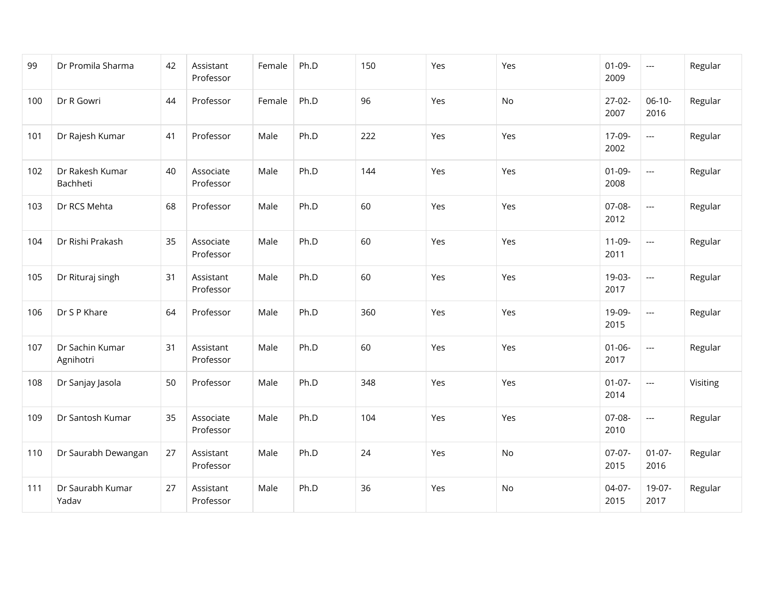| | | | | | | | | | | | |
|---|---|---|---|---|---|---|---|---|---|---|---|
| 99 | Dr Promila Sharma | 42 | Assistant Professor | Female | Ph.D | 150 | Yes | Yes | 01-09-2009 | --- | Regular |
| 100 | Dr R Gowri | 44 | Professor | Female | Ph.D | 96 | Yes | No | 27-02-2007 | 06-10-2016 | Regular |
| 101 | Dr Rajesh Kumar | 41 | Professor | Male | Ph.D | 222 | Yes | Yes | 17-09-2002 | --- | Regular |
| 102 | Dr Rakesh Kumar Bachheti | 40 | Associate Professor | Male | Ph.D | 144 | Yes | Yes | 01-09-2008 | --- | Regular |
| 103 | Dr RCS Mehta | 68 | Professor | Male | Ph.D | 60 | Yes | Yes | 07-08-2012 | --- | Regular |
| 104 | Dr Rishi Prakash | 35 | Associate Professor | Male | Ph.D | 60 | Yes | Yes | 11-09-2011 | --- | Regular |
| 105 | Dr Rituraj singh | 31 | Assistant Professor | Male | Ph.D | 60 | Yes | Yes | 19-03-2017 | --- | Regular |
| 106 | Dr S P Khare | 64 | Professor | Male | Ph.D | 360 | Yes | Yes | 19-09-2015 | --- | Regular |
| 107 | Dr Sachin Kumar Agnihotri | 31 | Assistant Professor | Male | Ph.D | 60 | Yes | Yes | 01-06-2017 | --- | Regular |
| 108 | Dr Sanjay Jasola | 50 | Professor | Male | Ph.D | 348 | Yes | Yes | 01-07-2014 | --- | Visiting |
| 109 | Dr Santosh Kumar | 35 | Associate Professor | Male | Ph.D | 104 | Yes | Yes | 07-08-2010 | --- | Regular |
| 110 | Dr Saurabh Dewangan | 27 | Assistant Professor | Male | Ph.D | 24 | Yes | No | 07-07-2015 | 01-07-2016 | Regular |
| 111 | Dr Saurabh Kumar Yadav | 27 | Assistant Professor | Male | Ph.D | 36 | Yes | No | 04-07-2015 | 19-07-2017 | Regular |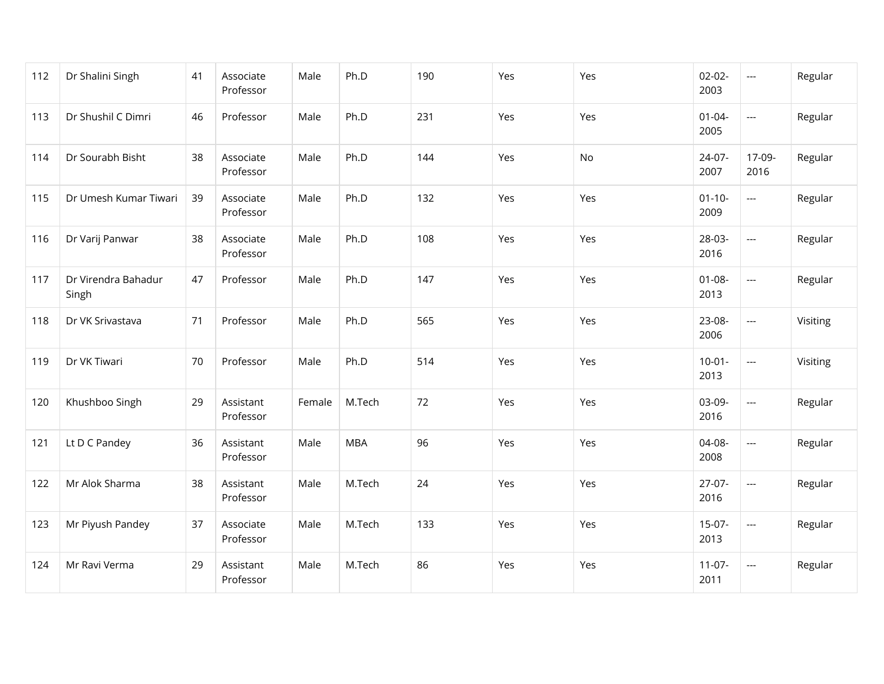| | | | | | | | | | | | |
|---|---|---|---|---|---|---|---|---|---|---|---|
| 112 | Dr Shalini Singh | 41 | Associate Professor | Male | Ph.D | 190 | Yes | Yes | 02-02-2003 | --- | Regular |
| 113 | Dr Shushil C Dimri | 46 | Professor | Male | Ph.D | 231 | Yes | Yes | 01-04-2005 | --- | Regular |
| 114 | Dr Sourabh Bisht | 38 | Associate Professor | Male | Ph.D | 144 | Yes | No | 24-07-2007 | 17-09-2016 | Regular |
| 115 | Dr Umesh Kumar Tiwari | 39 | Associate Professor | Male | Ph.D | 132 | Yes | Yes | 01-10-2009 | --- | Regular |
| 116 | Dr Varij Panwar | 38 | Associate Professor | Male | Ph.D | 108 | Yes | Yes | 28-03-2016 | --- | Regular |
| 117 | Dr Virendra Bahadur Singh | 47 | Professor | Male | Ph.D | 147 | Yes | Yes | 01-08-2013 | --- | Regular |
| 118 | Dr VK Srivastava | 71 | Professor | Male | Ph.D | 565 | Yes | Yes | 23-08-2006 | --- | Visiting |
| 119 | Dr VK Tiwari | 70 | Professor | Male | Ph.D | 514 | Yes | Yes | 10-01-2013 | --- | Visiting |
| 120 | Khushboo Singh | 29 | Assistant Professor | Female | M.Tech | 72 | Yes | Yes | 03-09-2016 | --- | Regular |
| 121 | Lt D C Pandey | 36 | Assistant Professor | Male | MBA | 96 | Yes | Yes | 04-08-2008 | --- | Regular |
| 122 | Mr Alok Sharma | 38 | Assistant Professor | Male | M.Tech | 24 | Yes | Yes | 27-07-2016 | --- | Regular |
| 123 | Mr Piyush Pandey | 37 | Associate Professor | Male | M.Tech | 133 | Yes | Yes | 15-07-2013 | --- | Regular |
| 124 | Mr Ravi Verma | 29 | Assistant Professor | Male | M.Tech | 86 | Yes | Yes | 11-07-2011 | --- | Regular |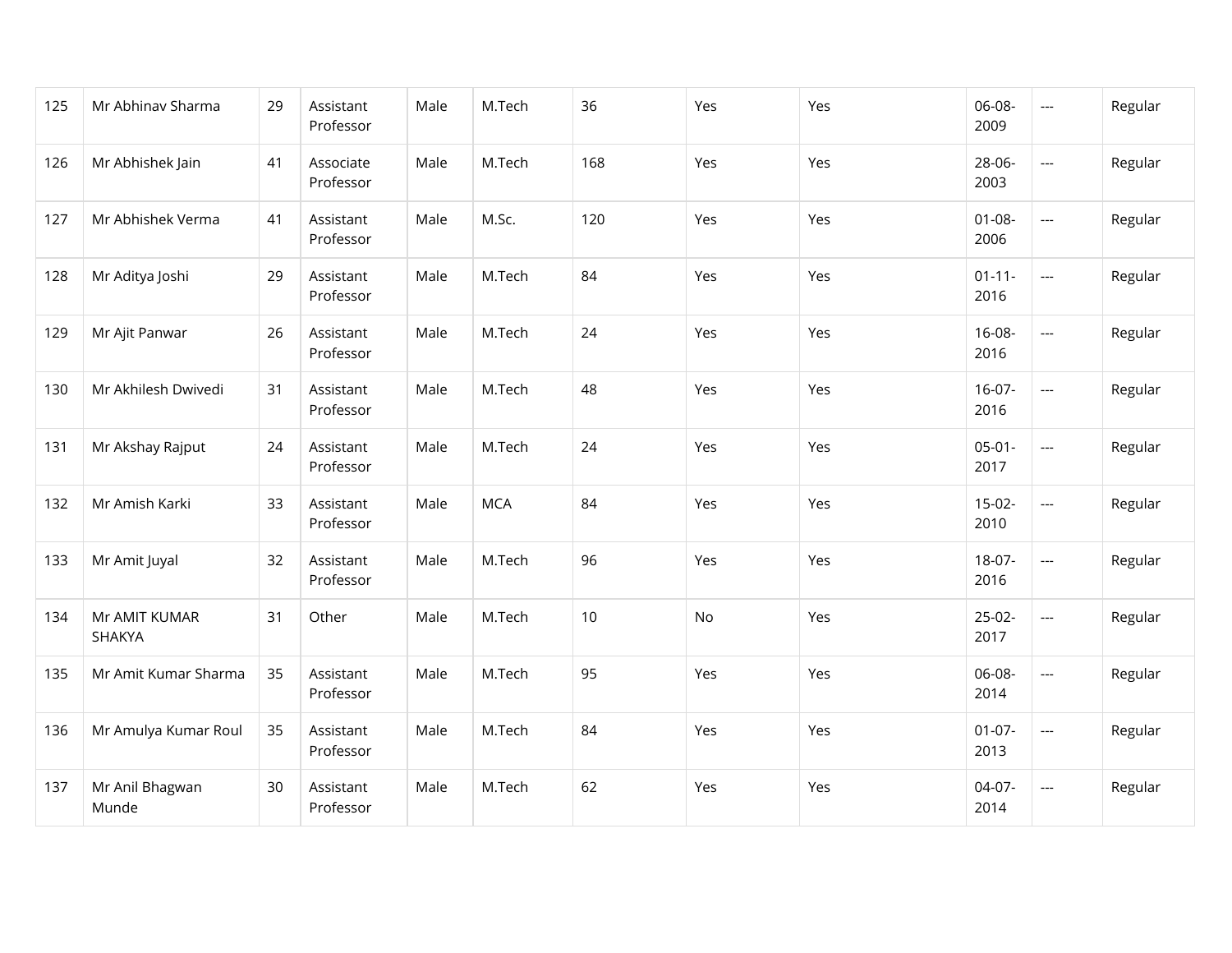| | | | | | | | | | | | |
|---|---|---|---|---|---|---|---|---|---|---|---|
| 125 | Mr Abhinav Sharma | 29 | Assistant Professor | Male | M.Tech | 36 | Yes | Yes | 06-08-2009 | --- | Regular |
| 126 | Mr Abhishek Jain | 41 | Associate Professor | Male | M.Tech | 168 | Yes | Yes | 28-06-2003 | --- | Regular |
| 127 | Mr Abhishek Verma | 41 | Assistant Professor | Male | M.Sc. | 120 | Yes | Yes | 01-08-2006 | --- | Regular |
| 128 | Mr Aditya Joshi | 29 | Assistant Professor | Male | M.Tech | 84 | Yes | Yes | 01-11-2016 | --- | Regular |
| 129 | Mr Ajit Panwar | 26 | Assistant Professor | Male | M.Tech | 24 | Yes | Yes | 16-08-2016 | --- | Regular |
| 130 | Mr Akhilesh Dwivedi | 31 | Assistant Professor | Male | M.Tech | 48 | Yes | Yes | 16-07-2016 | --- | Regular |
| 131 | Mr Akshay Rajput | 24 | Assistant Professor | Male | M.Tech | 24 | Yes | Yes | 05-01-2017 | --- | Regular |
| 132 | Mr Amish Karki | 33 | Assistant Professor | Male | MCA | 84 | Yes | Yes | 15-02-2010 | --- | Regular |
| 133 | Mr Amit Juyal | 32 | Assistant Professor | Male | M.Tech | 96 | Yes | Yes | 18-07-2016 | --- | Regular |
| 134 | Mr AMIT KUMAR SHAKYA | 31 | Other | Male | M.Tech | 10 | No | Yes | 25-02-2017 | --- | Regular |
| 135 | Mr Amit Kumar Sharma | 35 | Assistant Professor | Male | M.Tech | 95 | Yes | Yes | 06-08-2014 | --- | Regular |
| 136 | Mr Amulya Kumar Roul | 35 | Assistant Professor | Male | M.Tech | 84 | Yes | Yes | 01-07-2013 | --- | Regular |
| 137 | Mr Anil Bhagwan Munde | 30 | Assistant Professor | Male | M.Tech | 62 | Yes | Yes | 04-07-2014 | --- | Regular |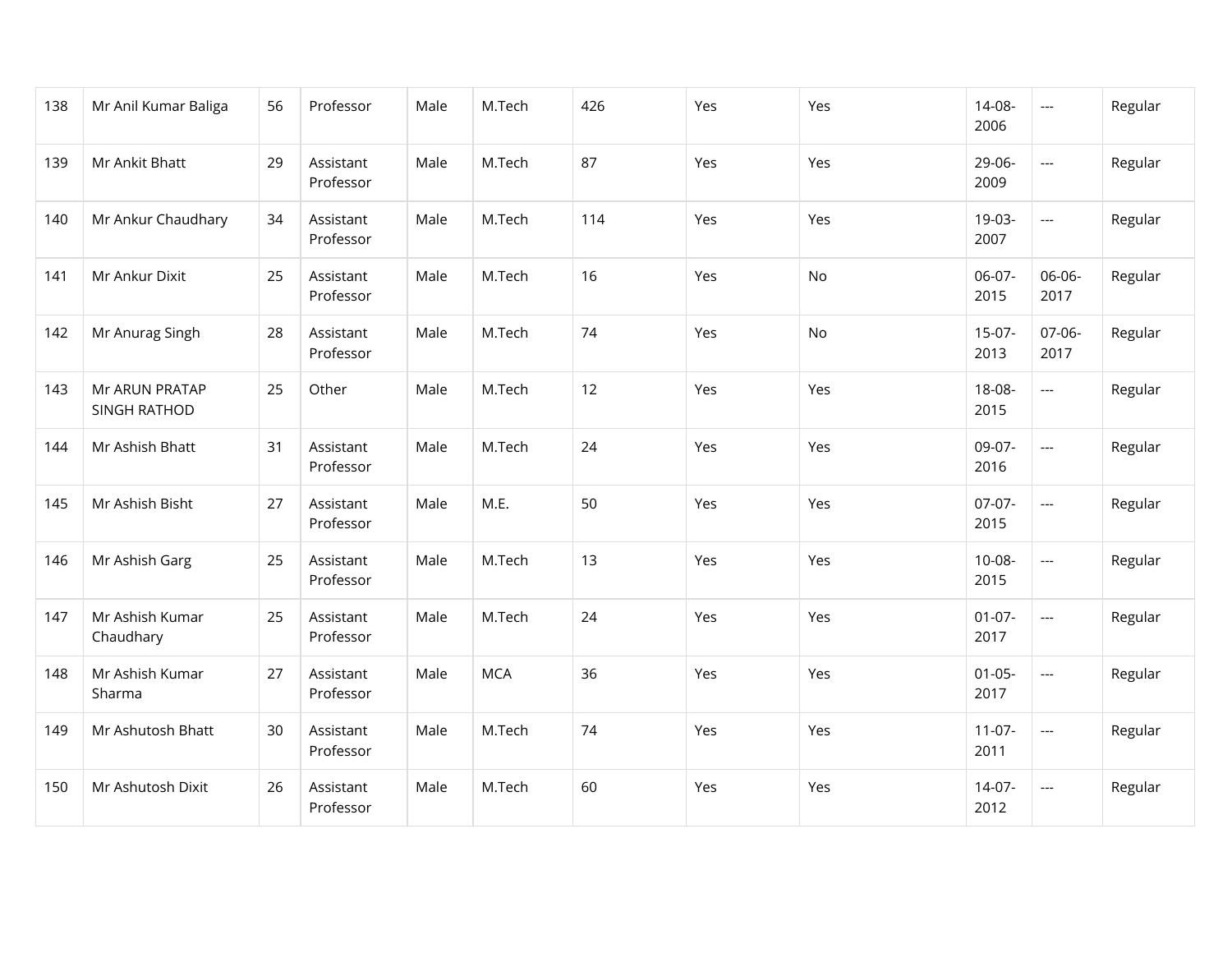| 138 | Mr Anil Kumar Baliga | 56 | Professor | Male | M.Tech | 426 | Yes | Yes | 14-08-2006 | --- | Regular |
|---|---|---|---|---|---|---|---|---|---|---|---|
| 139 | Mr Ankit Bhatt | 29 | Assistant Professor | Male | M.Tech | 87 | Yes | Yes | 29-06-2009 | --- | Regular |
| 140 | Mr Ankur Chaudhary | 34 | Assistant Professor | Male | M.Tech | 114 | Yes | Yes | 19-03-2007 | --- | Regular |
| 141 | Mr Ankur Dixit | 25 | Assistant Professor | Male | M.Tech | 16 | Yes | No | 06-07-2015 | 06-06-2017 | Regular |
| 142 | Mr Anurag Singh | 28 | Assistant Professor | Male | M.Tech | 74 | Yes | No | 15-07-2013 | 07-06-2017 | Regular |
| 143 | Mr ARUN PRATAP SINGH RATHOD | 25 | Other | Male | M.Tech | 12 | Yes | Yes | 18-08-2015 | --- | Regular |
| 144 | Mr Ashish Bhatt | 31 | Assistant Professor | Male | M.Tech | 24 | Yes | Yes | 09-07-2016 | --- | Regular |
| 145 | Mr Ashish Bisht | 27 | Assistant Professor | Male | M.E. | 50 | Yes | Yes | 07-07-2015 | --- | Regular |
| 146 | Mr Ashish Garg | 25 | Assistant Professor | Male | M.Tech | 13 | Yes | Yes | 10-08-2015 | --- | Regular |
| 147 | Mr Ashish Kumar Chaudhary | 25 | Assistant Professor | Male | M.Tech | 24 | Yes | Yes | 01-07-2017 | --- | Regular |
| 148 | Mr Ashish Kumar Sharma | 27 | Assistant Professor | Male | MCA | 36 | Yes | Yes | 01-05-2017 | --- | Regular |
| 149 | Mr Ashutosh Bhatt | 30 | Assistant Professor | Male | M.Tech | 74 | Yes | Yes | 11-07-2011 | --- | Regular |
| 150 | Mr Ashutosh Dixit | 26 | Assistant Professor | Male | M.Tech | 60 | Yes | Yes | 14-07-2012 | --- | Regular |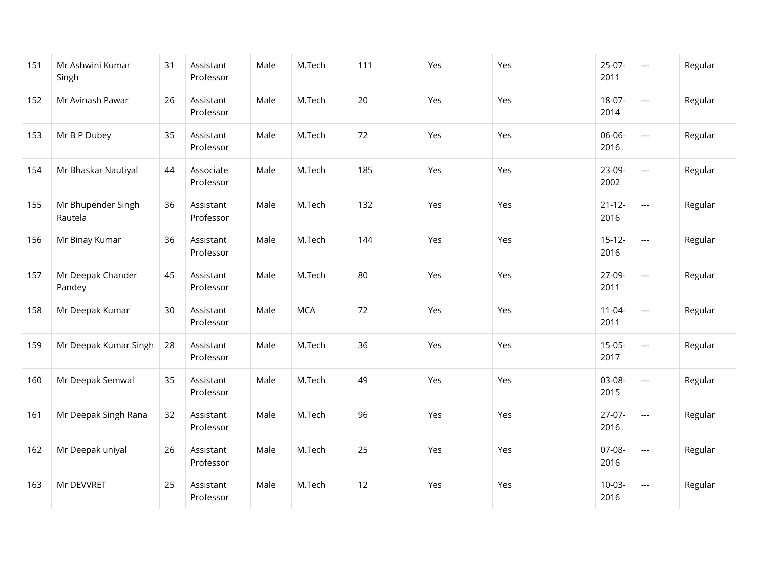| 151 | Mr Ashwini Kumar Singh | 31 | Assistant Professor | Male | M.Tech | 111 | Yes | Yes | 25-07-2011 | --- | Regular |
|---|---|---|---|---|---|---|---|---|---|---|---|
| 152 | Mr Avinash Pawar | 26 | Assistant Professor | Male | M.Tech | 20 | Yes | Yes | 18-07-2014 | --- | Regular |
| 153 | Mr B P Dubey | 35 | Assistant Professor | Male | M.Tech | 72 | Yes | Yes | 06-06-2016 | --- | Regular |
| 154 | Mr Bhaskar Nautiyal | 44 | Associate Professor | Male | M.Tech | 185 | Yes | Yes | 23-09-2002 | --- | Regular |
| 155 | Mr Bhupender Singh Rautela | 36 | Assistant Professor | Male | M.Tech | 132 | Yes | Yes | 21-12-2016 | --- | Regular |
| 156 | Mr Binay Kumar | 36 | Assistant Professor | Male | M.Tech | 144 | Yes | Yes | 15-12-2016 | --- | Regular |
| 157 | Mr Deepak Chander Pandey | 45 | Assistant Professor | Male | M.Tech | 80 | Yes | Yes | 27-09-2011 | --- | Regular |
| 158 | Mr Deepak Kumar | 30 | Assistant Professor | Male | MCA | 72 | Yes | Yes | 11-04-2011 | --- | Regular |
| 159 | Mr Deepak Kumar Singh | 28 | Assistant Professor | Male | M.Tech | 36 | Yes | Yes | 15-05-2017 | --- | Regular |
| 160 | Mr Deepak Semwal | 35 | Assistant Professor | Male | M.Tech | 49 | Yes | Yes | 03-08-2015 | --- | Regular |
| 161 | Mr Deepak Singh Rana | 32 | Assistant Professor | Male | M.Tech | 96 | Yes | Yes | 27-07-2016 | --- | Regular |
| 162 | Mr Deepak uniyal | 26 | Assistant Professor | Male | M.Tech | 25 | Yes | Yes | 07-08-2016 | --- | Regular |
| 163 | Mr DEVVRET | 25 | Assistant Professor | Male | M.Tech | 12 | Yes | Yes | 10-03-2016 | --- | Regular |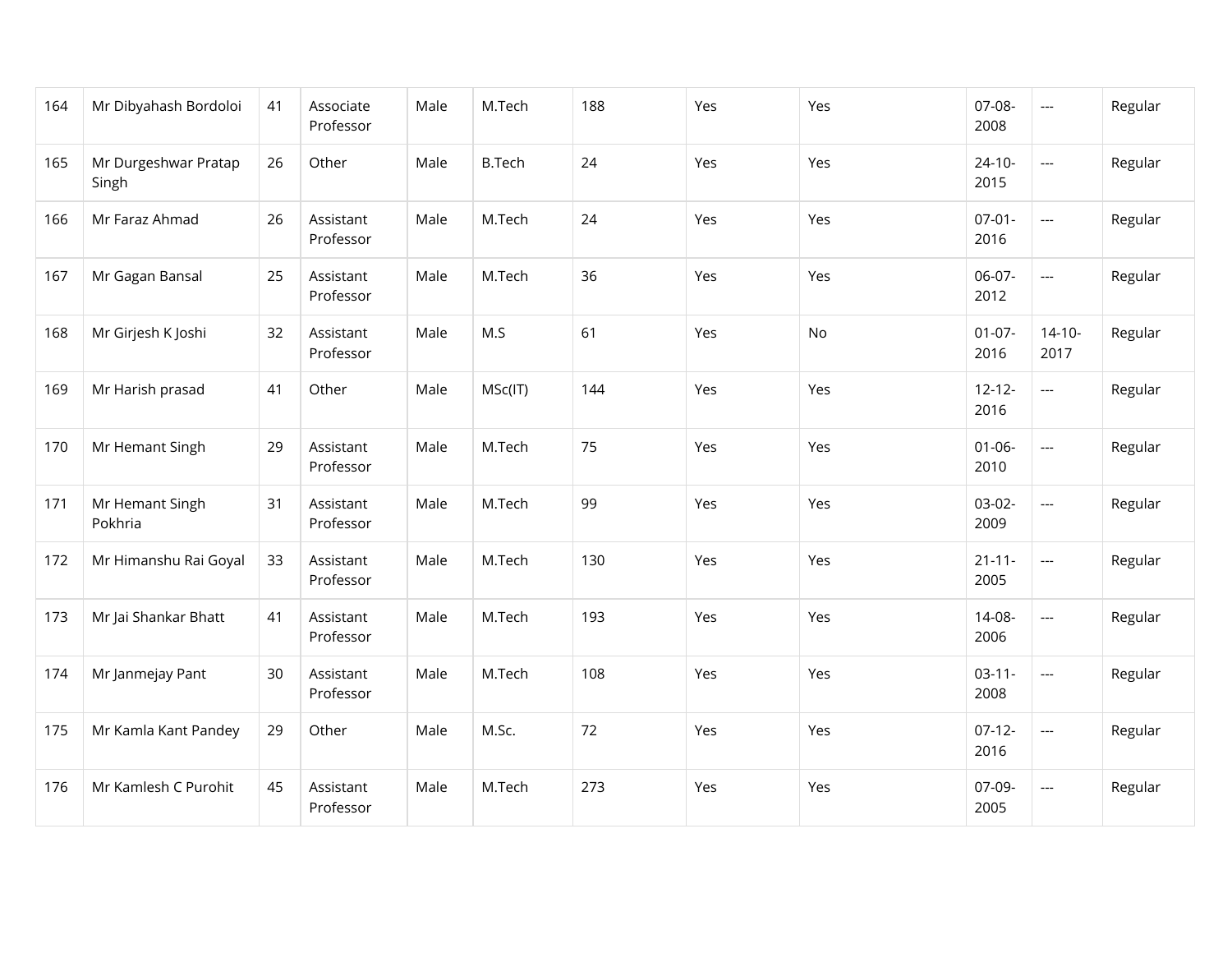| 164 | Mr Dibyahash Bordoloi | 41 | Associate Professor | Male | M.Tech | 188 | Yes | Yes | 07-08-2008 | --- | Regular |
|---|---|---|---|---|---|---|---|---|---|---|---|
| 165 | Mr Durgeshwar Pratap Singh | 26 | Other | Male | B.Tech | 24 | Yes | Yes | 24-10-2015 | --- | Regular |
| 166 | Mr Faraz Ahmad | 26 | Assistant Professor | Male | M.Tech | 24 | Yes | Yes | 07-01-2016 | --- | Regular |
| 167 | Mr Gagan Bansal | 25 | Assistant Professor | Male | M.Tech | 36 | Yes | Yes | 06-07-2012 | --- | Regular |
| 168 | Mr Girjesh K Joshi | 32 | Assistant Professor | Male | M.S | 61 | Yes | No | 01-07-2016 | 14-10-2017 | Regular |
| 169 | Mr Harish prasad | 41 | Other | Male | MSc(IT) | 144 | Yes | Yes | 12-12-2016 | --- | Regular |
| 170 | Mr Hemant Singh | 29 | Assistant Professor | Male | M.Tech | 75 | Yes | Yes | 01-06-2010 | --- | Regular |
| 171 | Mr Hemant Singh Pokhria | 31 | Assistant Professor | Male | M.Tech | 99 | Yes | Yes | 03-02-2009 | --- | Regular |
| 172 | Mr Himanshu Rai Goyal | 33 | Assistant Professor | Male | M.Tech | 130 | Yes | Yes | 21-11-2005 | --- | Regular |
| 173 | Mr Jai Shankar Bhatt | 41 | Assistant Professor | Male | M.Tech | 193 | Yes | Yes | 14-08-2006 | --- | Regular |
| 174 | Mr Janmejay Pant | 30 | Assistant Professor | Male | M.Tech | 108 | Yes | Yes | 03-11-2008 | --- | Regular |
| 175 | Mr Kamla Kant Pandey | 29 | Other | Male | M.Sc. | 72 | Yes | Yes | 07-12-2016 | --- | Regular |
| 176 | Mr Kamlesh C Purohit | 45 | Assistant Professor | Male | M.Tech | 273 | Yes | Yes | 07-09-2005 | --- | Regular |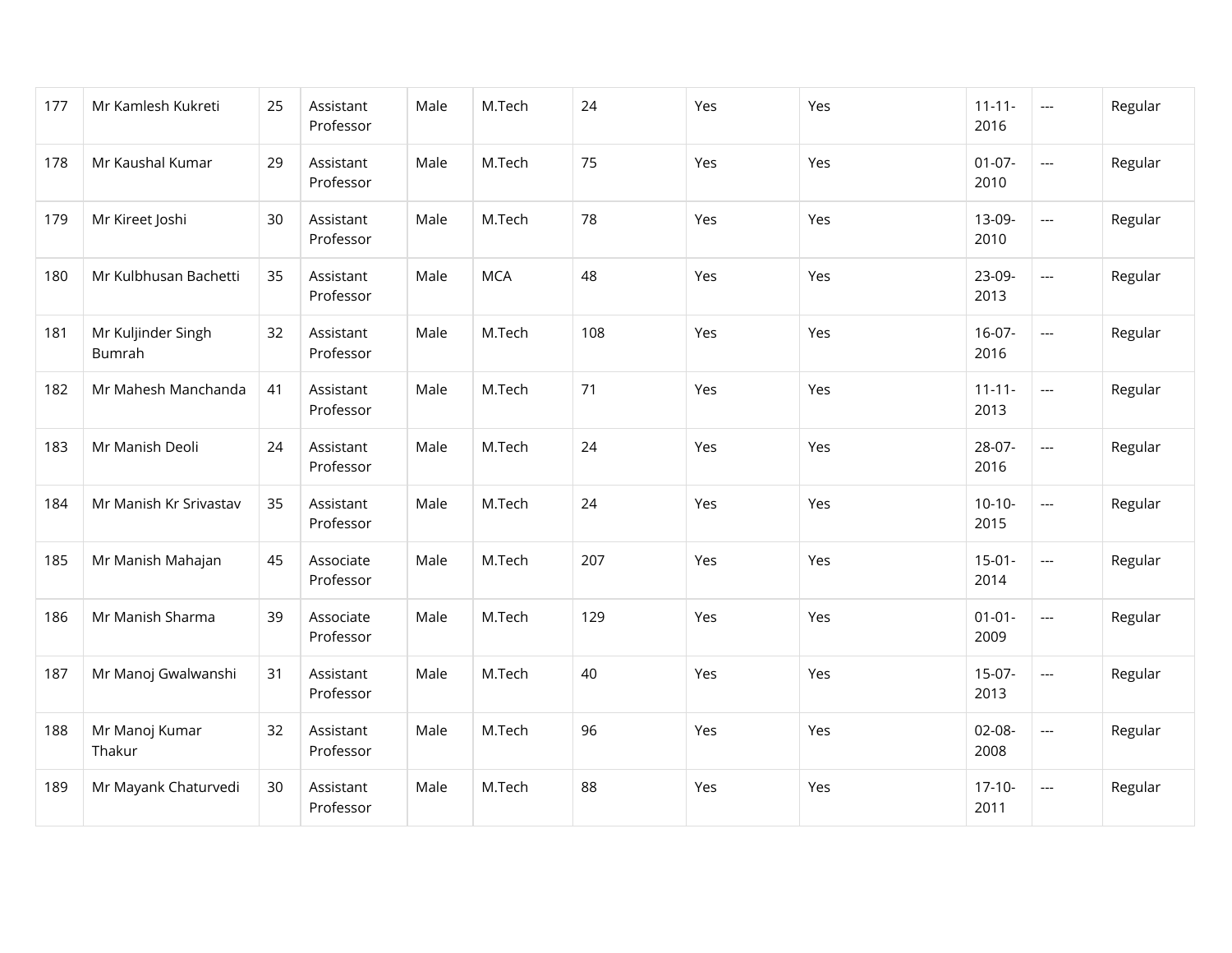| 177 | Mr Kamlesh Kukreti | 25 | Assistant Professor | Male | M.Tech | 24 | Yes | Yes | 11-11-2016 | --- | Regular |
|---|---|---|---|---|---|---|---|---|---|---|---|
| 178 | Mr Kaushal Kumar | 29 | Assistant Professor | Male | M.Tech | 75 | Yes | Yes | 01-07-2010 | --- | Regular |
| 179 | Mr Kireet Joshi | 30 | Assistant Professor | Male | M.Tech | 78 | Yes | Yes | 13-09-2010 | --- | Regular |
| 180 | Mr Kulbhusan Bachetti | 35 | Assistant Professor | Male | MCA | 48 | Yes | Yes | 23-09-2013 | --- | Regular |
| 181 | Mr Kuljinder Singh Bumrah | 32 | Assistant Professor | Male | M.Tech | 108 | Yes | Yes | 16-07-2016 | --- | Regular |
| 182 | Mr Mahesh Manchanda | 41 | Assistant Professor | Male | M.Tech | 71 | Yes | Yes | 11-11-2013 | --- | Regular |
| 183 | Mr Manish Deoli | 24 | Assistant Professor | Male | M.Tech | 24 | Yes | Yes | 28-07-2016 | --- | Regular |
| 184 | Mr Manish Kr Srivastav | 35 | Assistant Professor | Male | M.Tech | 24 | Yes | Yes | 10-10-2015 | --- | Regular |
| 185 | Mr Manish Mahajan | 45 | Associate Professor | Male | M.Tech | 207 | Yes | Yes | 15-01-2014 | --- | Regular |
| 186 | Mr Manish Sharma | 39 | Associate Professor | Male | M.Tech | 129 | Yes | Yes | 01-01-2009 | --- | Regular |
| 187 | Mr Manoj Gwalwanshi | 31 | Assistant Professor | Male | M.Tech | 40 | Yes | Yes | 15-07-2013 | --- | Regular |
| 188 | Mr Manoj Kumar Thakur | 32 | Assistant Professor | Male | M.Tech | 96 | Yes | Yes | 02-08-2008 | --- | Regular |
| 189 | Mr Mayank Chaturvedi | 30 | Assistant Professor | Male | M.Tech | 88 | Yes | Yes | 17-10-2011 | --- | Regular |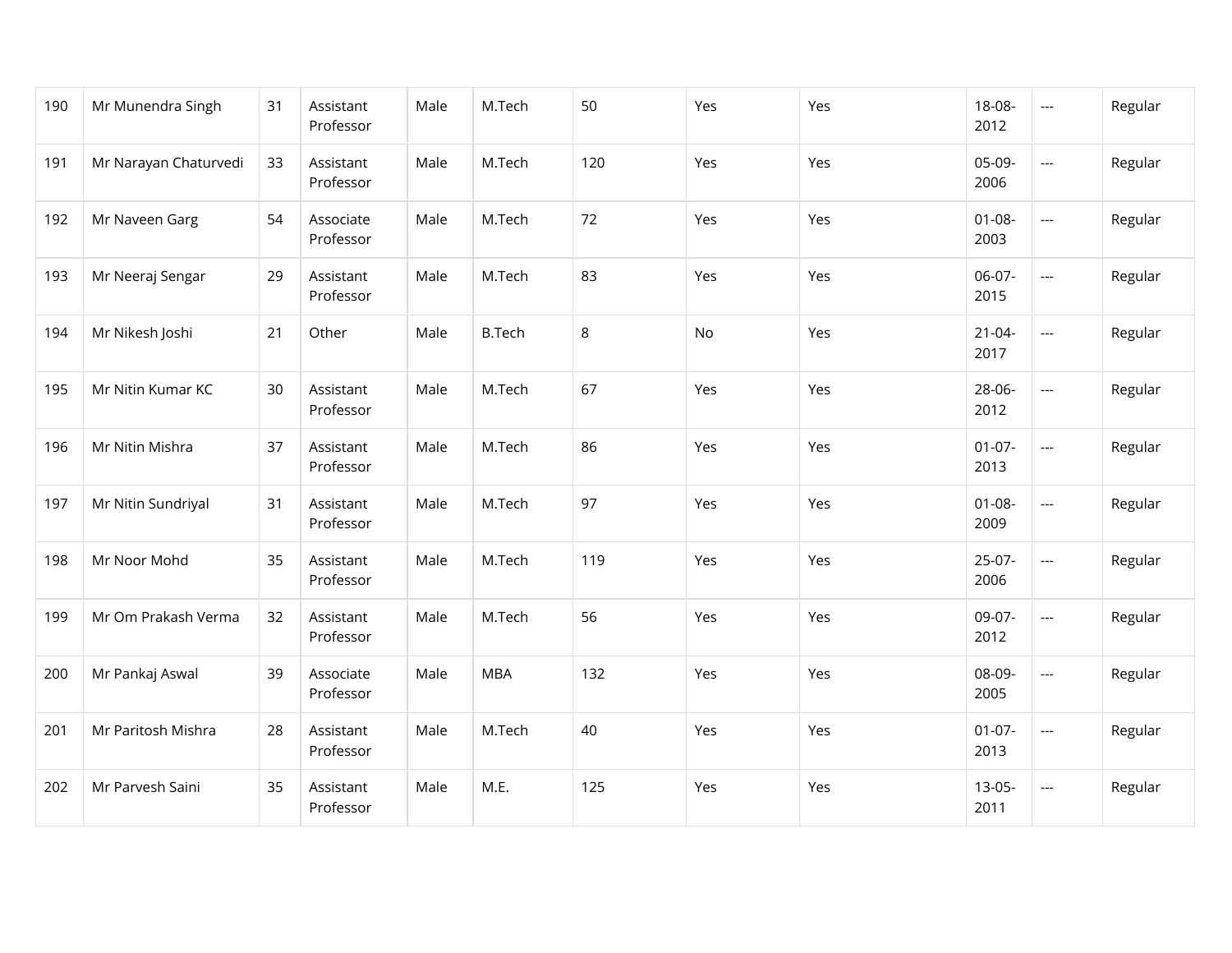| | | | | | | | | | | | |
|---|---|---|---|---|---|---|---|---|---|---|---|
| 190 | Mr Munendra Singh | 31 | Assistant Professor | Male | M.Tech | 50 | Yes | Yes | 18-08-2012 | --- | Regular |
| 191 | Mr Narayan Chaturvedi | 33 | Assistant Professor | Male | M.Tech | 120 | Yes | Yes | 05-09-2006 | --- | Regular |
| 192 | Mr Naveen Garg | 54 | Associate Professor | Male | M.Tech | 72 | Yes | Yes | 01-08-2003 | --- | Regular |
| 193 | Mr Neeraj Sengar | 29 | Assistant Professor | Male | M.Tech | 83 | Yes | Yes | 06-07-2015 | --- | Regular |
| 194 | Mr Nikesh Joshi | 21 | Other | Male | B.Tech | 8 | No | Yes | 21-04-2017 | --- | Regular |
| 195 | Mr Nitin Kumar KC | 30 | Assistant Professor | Male | M.Tech | 67 | Yes | Yes | 28-06-2012 | --- | Regular |
| 196 | Mr Nitin Mishra | 37 | Assistant Professor | Male | M.Tech | 86 | Yes | Yes | 01-07-2013 | --- | Regular |
| 197 | Mr Nitin Sundriyal | 31 | Assistant Professor | Male | M.Tech | 97 | Yes | Yes | 01-08-2009 | --- | Regular |
| 198 | Mr Noor Mohd | 35 | Assistant Professor | Male | M.Tech | 119 | Yes | Yes | 25-07-2006 | --- | Regular |
| 199 | Mr Om Prakash Verma | 32 | Assistant Professor | Male | M.Tech | 56 | Yes | Yes | 09-07-2012 | --- | Regular |
| 200 | Mr Pankaj Aswal | 39 | Associate Professor | Male | MBA | 132 | Yes | Yes | 08-09-2005 | --- | Regular |
| 201 | Mr Paritosh Mishra | 28 | Assistant Professor | Male | M.Tech | 40 | Yes | Yes | 01-07-2013 | --- | Regular |
| 202 | Mr Parvesh Saini | 35 | Assistant Professor | Male | M.E. | 125 | Yes | Yes | 13-05-2011 | --- | Regular |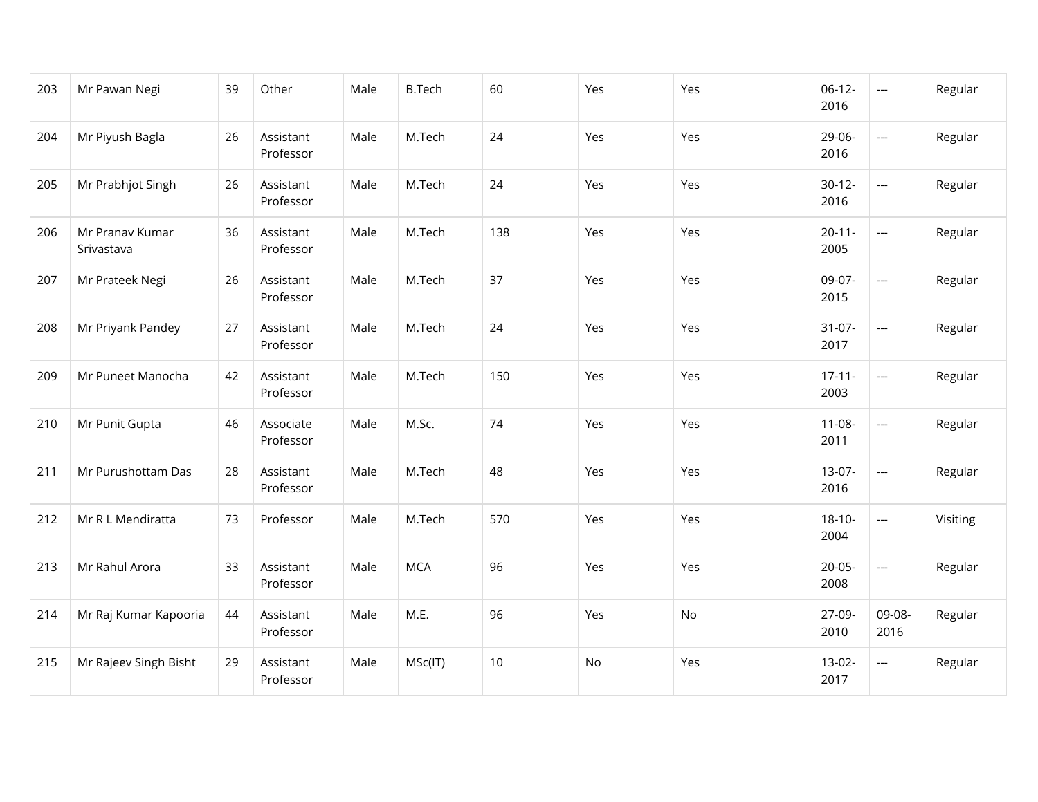| | | | | | | | | | | | |
|---|---|---|---|---|---|---|---|---|---|---|---|
| 203 | Mr Pawan Negi | 39 | Other | Male | B.Tech | 60 | Yes | Yes | 06-12-2016 | --- | Regular |
| 204 | Mr Piyush Bagla | 26 | Assistant Professor | Male | M.Tech | 24 | Yes | Yes | 29-06-2016 | --- | Regular |
| 205 | Mr Prabhjot Singh | 26 | Assistant Professor | Male | M.Tech | 24 | Yes | Yes | 30-12-2016 | --- | Regular |
| 206 | Mr Pranav Kumar Srivastava | 36 | Assistant Professor | Male | M.Tech | 138 | Yes | Yes | 20-11-2005 | --- | Regular |
| 207 | Mr Prateek Negi | 26 | Assistant Professor | Male | M.Tech | 37 | Yes | Yes | 09-07-2015 | --- | Regular |
| 208 | Mr Priyank Pandey | 27 | Assistant Professor | Male | M.Tech | 24 | Yes | Yes | 31-07-2017 | --- | Regular |
| 209 | Mr Puneet Manocha | 42 | Assistant Professor | Male | M.Tech | 150 | Yes | Yes | 17-11-2003 | --- | Regular |
| 210 | Mr Punit Gupta | 46 | Associate Professor | Male | M.Sc. | 74 | Yes | Yes | 11-08-2011 | --- | Regular |
| 211 | Mr Purushottam Das | 28 | Assistant Professor | Male | M.Tech | 48 | Yes | Yes | 13-07-2016 | --- | Regular |
| 212 | Mr R L Mendiratta | 73 | Professor | Male | M.Tech | 570 | Yes | Yes | 18-10-2004 | --- | Visiting |
| 213 | Mr Rahul Arora | 33 | Assistant Professor | Male | MCA | 96 | Yes | Yes | 20-05-2008 | --- | Regular |
| 214 | Mr Raj Kumar Kapooria | 44 | Assistant Professor | Male | M.E. | 96 | Yes | No | 27-09-2010 | 09-08-2016 | Regular |
| 215 | Mr Rajeev Singh Bisht | 29 | Assistant Professor | Male | MSc(IT) | 10 | No | Yes | 13-02-2017 | --- | Regular |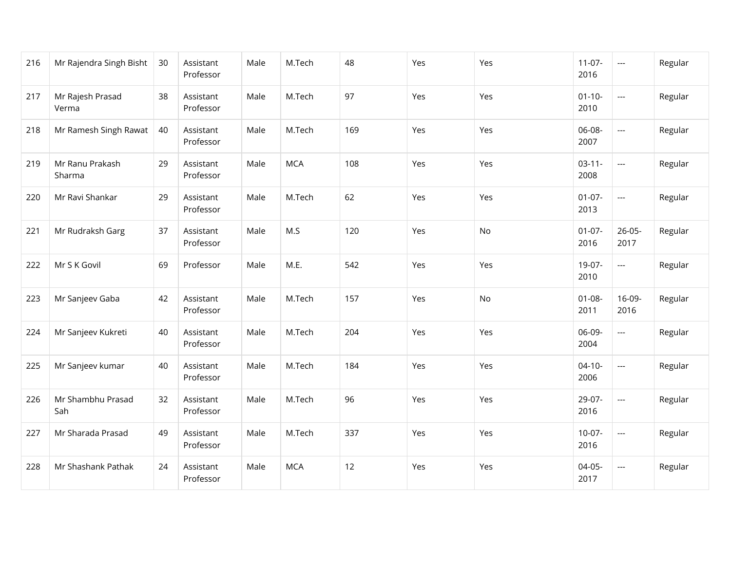|  |  |  |  |  |  |  |  |  |  |  |  |
|---|---|---|---|---|---|---|---|---|---|---|---|
| 216 | Mr Rajendra Singh Bisht | 30 | Assistant Professor | Male | M.Tech | 48 | Yes | Yes | 11-07-2016 | --- | Regular |
| 217 | Mr Rajesh Prasad Verma | 38 | Assistant Professor | Male | M.Tech | 97 | Yes | Yes | 01-10-2010 | --- | Regular |
| 218 | Mr Ramesh Singh Rawat | 40 | Assistant Professor | Male | M.Tech | 169 | Yes | Yes | 06-08-2007 | --- | Regular |
| 219 | Mr Ranu Prakash Sharma | 29 | Assistant Professor | Male | MCA | 108 | Yes | Yes | 03-11-2008 | --- | Regular |
| 220 | Mr Ravi Shankar | 29 | Assistant Professor | Male | M.Tech | 62 | Yes | Yes | 01-07-2013 | --- | Regular |
| 221 | Mr Rudraksh Garg | 37 | Assistant Professor | Male | M.S | 120 | Yes | No | 01-07-2016 | 26-05-2017 | Regular |
| 222 | Mr S K Govil | 69 | Professor | Male | M.E. | 542 | Yes | Yes | 19-07-2010 | --- | Regular |
| 223 | Mr Sanjeev Gaba | 42 | Assistant Professor | Male | M.Tech | 157 | Yes | No | 01-08-2011 | 16-09-2016 | Regular |
| 224 | Mr Sanjeev Kukreti | 40 | Assistant Professor | Male | M.Tech | 204 | Yes | Yes | 06-09-2004 | --- | Regular |
| 225 | Mr Sanjeev kumar | 40 | Assistant Professor | Male | M.Tech | 184 | Yes | Yes | 04-10-2006 | --- | Regular |
| 226 | Mr Shambhu Prasad Sah | 32 | Assistant Professor | Male | M.Tech | 96 | Yes | Yes | 29-07-2016 | --- | Regular |
| 227 | Mr Sharada Prasad | 49 | Assistant Professor | Male | M.Tech | 337 | Yes | Yes | 10-07-2016 | --- | Regular |
| 228 | Mr Shashank Pathak | 24 | Assistant Professor | Male | MCA | 12 | Yes | Yes | 04-05-2017 | --- | Regular |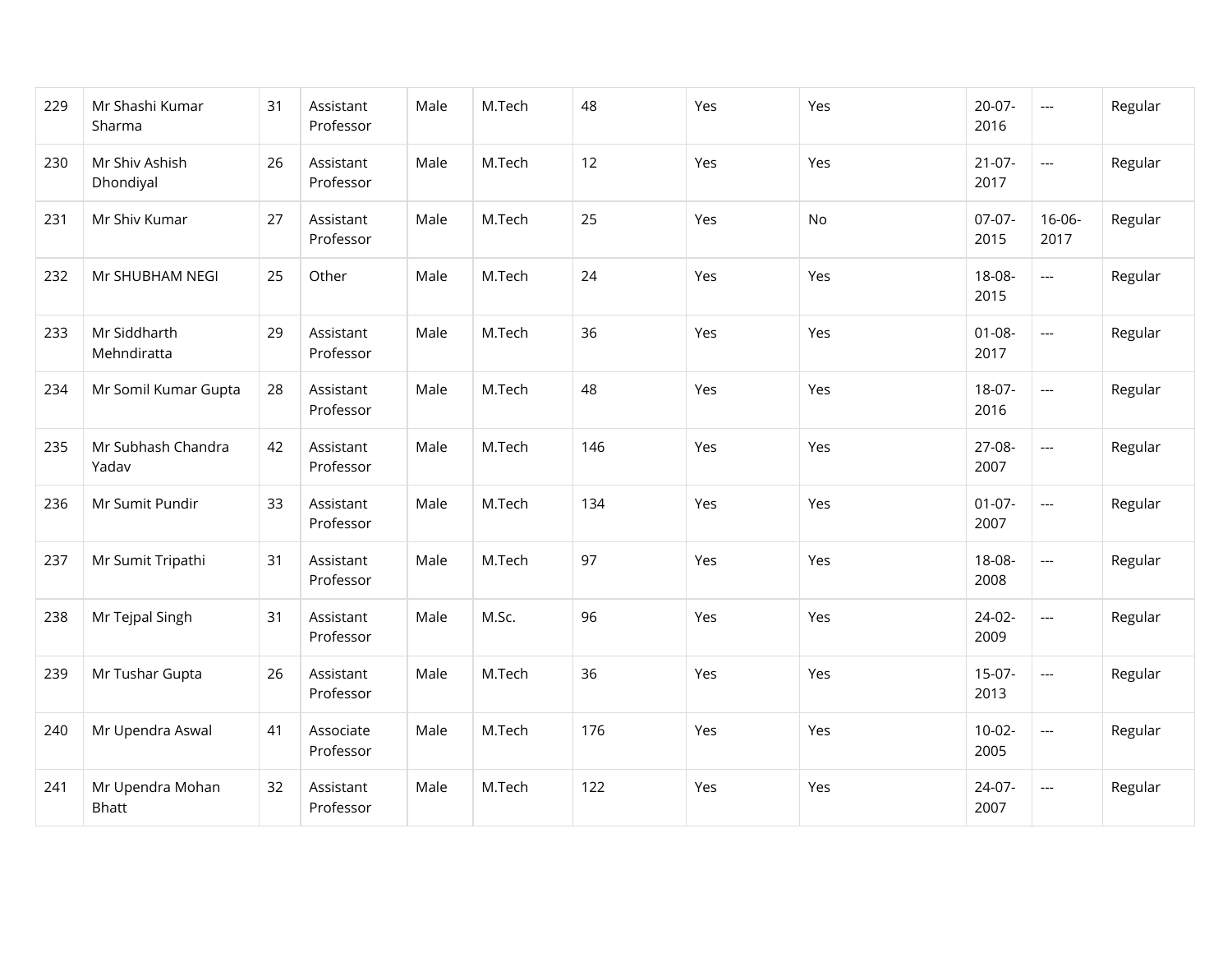| | | | | | | | | | | | |
|---|---|---|---|---|---|---|---|---|---|---|---|
| 229 | Mr Shashi Kumar Sharma | 31 | Assistant Professor | Male | M.Tech | 48 | Yes | Yes | 20-07-2016 | --- | Regular |
| 230 | Mr Shiv Ashish Dhondiyal | 26 | Assistant Professor | Male | M.Tech | 12 | Yes | Yes | 21-07-2017 | --- | Regular |
| 231 | Mr Shiv Kumar | 27 | Assistant Professor | Male | M.Tech | 25 | Yes | No | 07-07-2015 | 16-06-2017 | Regular |
| 232 | Mr SHUBHAM NEGI | 25 | Other | Male | M.Tech | 24 | Yes | Yes | 18-08-2015 | --- | Regular |
| 233 | Mr Siddharth Mehndiratta | 29 | Assistant Professor | Male | M.Tech | 36 | Yes | Yes | 01-08-2017 | --- | Regular |
| 234 | Mr Somil Kumar Gupta | 28 | Assistant Professor | Male | M.Tech | 48 | Yes | Yes | 18-07-2016 | --- | Regular |
| 235 | Mr Subhash Chandra Yadav | 42 | Assistant Professor | Male | M.Tech | 146 | Yes | Yes | 27-08-2007 | --- | Regular |
| 236 | Mr Sumit Pundir | 33 | Assistant Professor | Male | M.Tech | 134 | Yes | Yes | 01-07-2007 | --- | Regular |
| 237 | Mr Sumit Tripathi | 31 | Assistant Professor | Male | M.Tech | 97 | Yes | Yes | 18-08-2008 | --- | Regular |
| 238 | Mr Tejpal Singh | 31 | Assistant Professor | Male | M.Sc. | 96 | Yes | Yes | 24-02-2009 | --- | Regular |
| 239 | Mr Tushar Gupta | 26 | Assistant Professor | Male | M.Tech | 36 | Yes | Yes | 15-07-2013 | --- | Regular |
| 240 | Mr Upendra Aswal | 41 | Associate Professor | Male | M.Tech | 176 | Yes | Yes | 10-02-2005 | --- | Regular |
| 241 | Mr Upendra Mohan Bhatt | 32 | Assistant Professor | Male | M.Tech | 122 | Yes | Yes | 24-07-2007 | --- | Regular |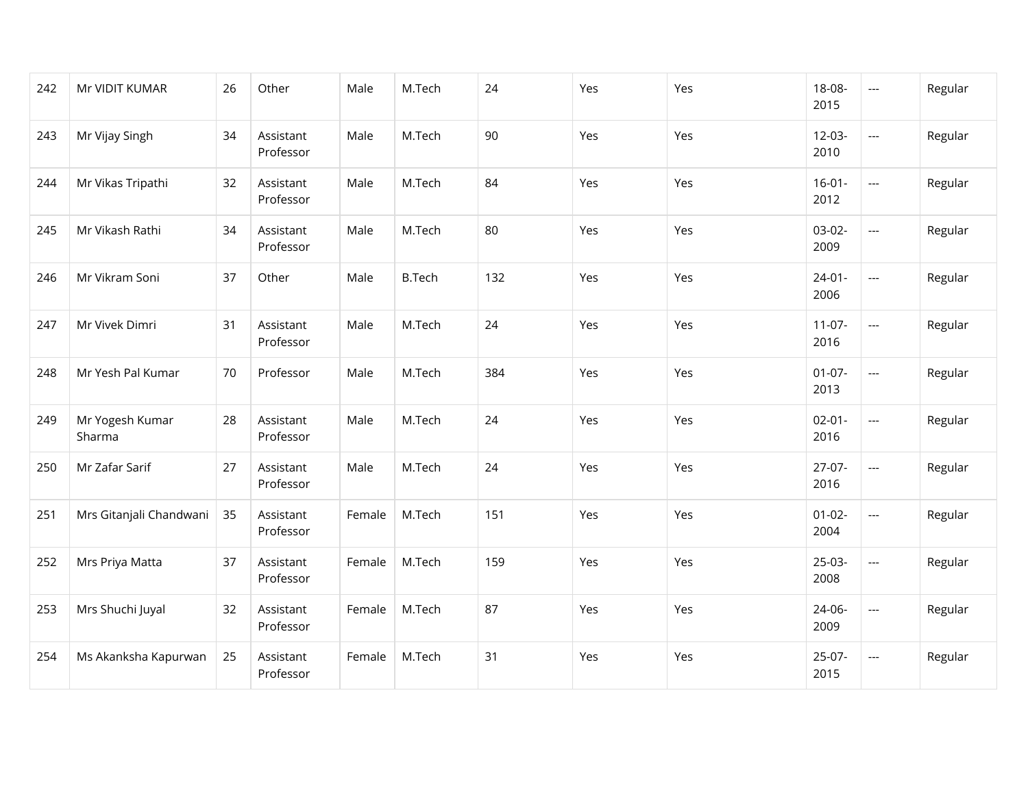| 242 | Mr VIDIT KUMAR | 26 | Other | Male | M.Tech | 24 | Yes | Yes | 18-08-2015 | --- | Regular |
|---|---|---|---|---|---|---|---|---|---|---|---|
| 243 | Mr Vijay Singh | 34 | Assistant Professor | Male | M.Tech | 90 | Yes | Yes | 12-03-2010 | --- | Regular |
| 244 | Mr Vikas Tripathi | 32 | Assistant Professor | Male | M.Tech | 84 | Yes | Yes | 16-01-2012 | --- | Regular |
| 245 | Mr Vikash Rathi | 34 | Assistant Professor | Male | M.Tech | 80 | Yes | Yes | 03-02-2009 | --- | Regular |
| 246 | Mr Vikram Soni | 37 | Other | Male | B.Tech | 132 | Yes | Yes | 24-01-2006 | --- | Regular |
| 247 | Mr Vivek Dimri | 31 | Assistant Professor | Male | M.Tech | 24 | Yes | Yes | 11-07-2016 | --- | Regular |
| 248 | Mr Yesh Pal Kumar | 70 | Professor | Male | M.Tech | 384 | Yes | Yes | 01-07-2013 | --- | Regular |
| 249 | Mr Yogesh Kumar Sharma | 28 | Assistant Professor | Male | M.Tech | 24 | Yes | Yes | 02-01-2016 | --- | Regular |
| 250 | Mr Zafar Sarif | 27 | Assistant Professor | Male | M.Tech | 24 | Yes | Yes | 27-07-2016 | --- | Regular |
| 251 | Mrs Gitanjali Chandwani | 35 | Assistant Professor | Female | M.Tech | 151 | Yes | Yes | 01-02-2004 | --- | Regular |
| 252 | Mrs Priya Matta | 37 | Assistant Professor | Female | M.Tech | 159 | Yes | Yes | 25-03-2008 | --- | Regular |
| 253 | Mrs Shuchi Juyal | 32 | Assistant Professor | Female | M.Tech | 87 | Yes | Yes | 24-06-2009 | --- | Regular |
| 254 | Ms Akanksha Kapurwan | 25 | Assistant Professor | Female | M.Tech | 31 | Yes | Yes | 25-07-2015 | --- | Regular |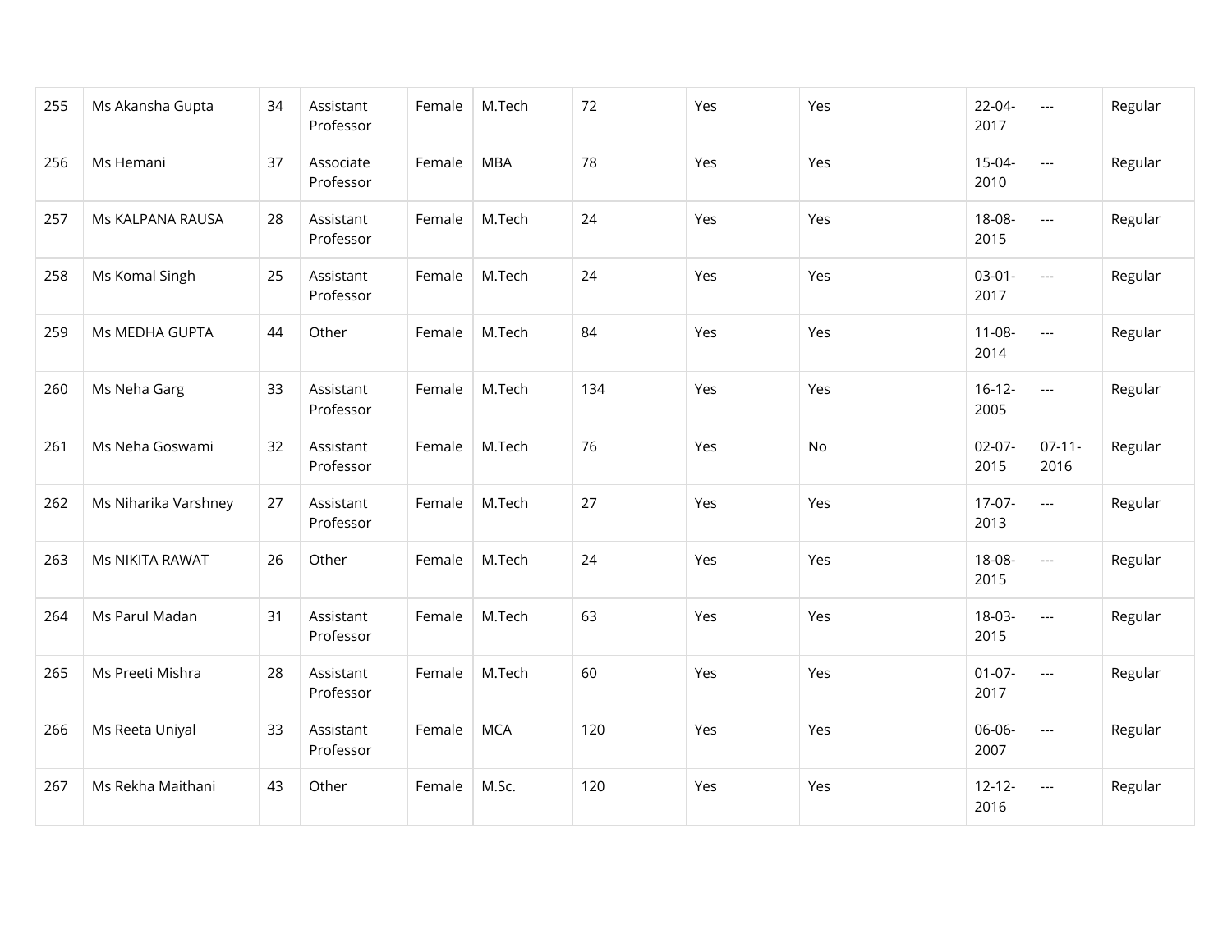| 255 | Ms Akansha Gupta | 34 | Assistant Professor | Female | M.Tech | 72 | Yes | Yes | 22-04-2017 | --- | Regular |
|---|---|---|---|---|---|---|---|---|---|---|---|
| 256 | Ms Hemani | 37 | Associate Professor | Female | MBA | 78 | Yes | Yes | 15-04-2010 | --- | Regular |
| 257 | Ms KALPANA RAUSA | 28 | Assistant Professor | Female | M.Tech | 24 | Yes | Yes | 18-08-2015 | --- | Regular |
| 258 | Ms Komal Singh | 25 | Assistant Professor | Female | M.Tech | 24 | Yes | Yes | 03-01-2017 | --- | Regular |
| 259 | Ms MEDHA GUPTA | 44 | Other | Female | M.Tech | 84 | Yes | Yes | 11-08-2014 | --- | Regular |
| 260 | Ms Neha Garg | 33 | Assistant Professor | Female | M.Tech | 134 | Yes | Yes | 16-12-2005 | --- | Regular |
| 261 | Ms Neha Goswami | 32 | Assistant Professor | Female | M.Tech | 76 | Yes | No | 02-07-2015 | 07-11-2016 | Regular |
| 262 | Ms Niharika Varshney | 27 | Assistant Professor | Female | M.Tech | 27 | Yes | Yes | 17-07-2013 | --- | Regular |
| 263 | Ms NIKITA RAWAT | 26 | Other | Female | M.Tech | 24 | Yes | Yes | 18-08-2015 | --- | Regular |
| 264 | Ms Parul Madan | 31 | Assistant Professor | Female | M.Tech | 63 | Yes | Yes | 18-03-2015 | --- | Regular |
| 265 | Ms Preeti Mishra | 28 | Assistant Professor | Female | M.Tech | 60 | Yes | Yes | 01-07-2017 | --- | Regular |
| 266 | Ms Reeta Uniyal | 33 | Assistant Professor | Female | MCA | 120 | Yes | Yes | 06-06-2007 | --- | Regular |
| 267 | Ms Rekha Maithani | 43 | Other | Female | M.Sc. | 120 | Yes | Yes | 12-12-2016 | --- | Regular |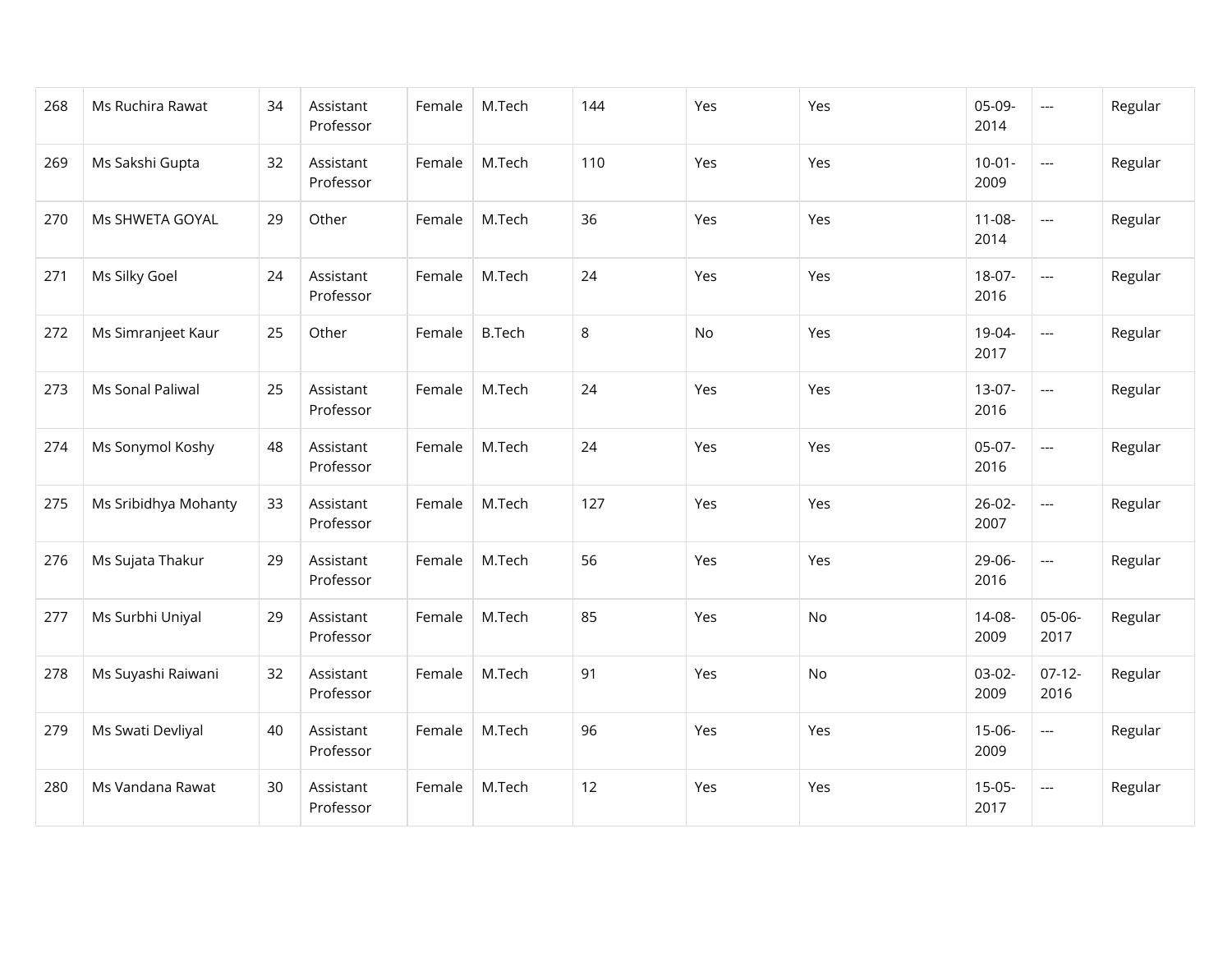| | | | | | | | | | | | |
|---|---|---|---|---|---|---|---|---|---|---|---|
| 268 | Ms Ruchira Rawat | 34 | Assistant Professor | Female | M.Tech | 144 | Yes | Yes | 05-09-2014 | --- | Regular |
| 269 | Ms Sakshi Gupta | 32 | Assistant Professor | Female | M.Tech | 110 | Yes | Yes | 10-01-2009 | --- | Regular |
| 270 | Ms SHWETA GOYAL | 29 | Other | Female | M.Tech | 36 | Yes | Yes | 11-08-2014 | --- | Regular |
| 271 | Ms Silky Goel | 24 | Assistant Professor | Female | M.Tech | 24 | Yes | Yes | 18-07-2016 | --- | Regular |
| 272 | Ms Simranjeet Kaur | 25 | Other | Female | B.Tech | 8 | No | Yes | 19-04-2017 | --- | Regular |
| 273 | Ms Sonal Paliwal | 25 | Assistant Professor | Female | M.Tech | 24 | Yes | Yes | 13-07-2016 | --- | Regular |
| 274 | Ms Sonymol Koshy | 48 | Assistant Professor | Female | M.Tech | 24 | Yes | Yes | 05-07-2016 | --- | Regular |
| 275 | Ms Sribidhya Mohanty | 33 | Assistant Professor | Female | M.Tech | 127 | Yes | Yes | 26-02-2007 | --- | Regular |
| 276 | Ms Sujata Thakur | 29 | Assistant Professor | Female | M.Tech | 56 | Yes | Yes | 29-06-2016 | --- | Regular |
| 277 | Ms Surbhi Uniyal | 29 | Assistant Professor | Female | M.Tech | 85 | Yes | No | 14-08-2009 | 05-06-2017 | Regular |
| 278 | Ms Suyashi Raiwani | 32 | Assistant Professor | Female | M.Tech | 91 | Yes | No | 03-02-2009 | 07-12-2016 | Regular |
| 279 | Ms Swati Devliyal | 40 | Assistant Professor | Female | M.Tech | 96 | Yes | Yes | 15-06-2009 | --- | Regular |
| 280 | Ms Vandana Rawat | 30 | Assistant Professor | Female | M.Tech | 12 | Yes | Yes | 15-05-2017 | --- | Regular |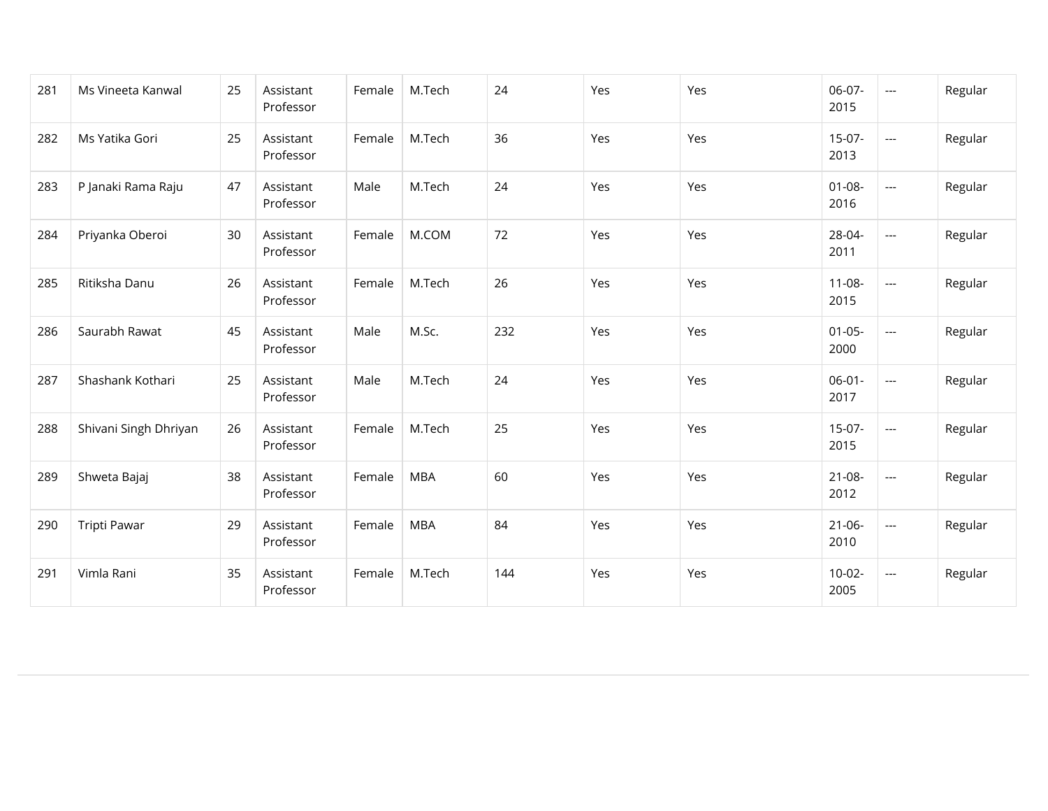| | | | | | | | | | | | |
|---|---|---|---|---|---|---|---|---|---|---|---|
| 281 | Ms Vineeta Kanwal | 25 | Assistant Professor | Female | M.Tech | 24 | Yes | Yes | 06-07-2015 | --- | Regular |
| 282 | Ms Yatika Gori | 25 | Assistant Professor | Female | M.Tech | 36 | Yes | Yes | 15-07-2013 | --- | Regular |
| 283 | P Janaki Rama Raju | 47 | Assistant Professor | Male | M.Tech | 24 | Yes | Yes | 01-08-2016 | --- | Regular |
| 284 | Priyanka Oberoi | 30 | Assistant Professor | Female | M.COM | 72 | Yes | Yes | 28-04-2011 | --- | Regular |
| 285 | Ritiksha Danu | 26 | Assistant Professor | Female | M.Tech | 26 | Yes | Yes | 11-08-2015 | --- | Regular |
| 286 | Saurabh Rawat | 45 | Assistant Professor | Male | M.Sc. | 232 | Yes | Yes | 01-05-2000 | --- | Regular |
| 287 | Shashank Kothari | 25 | Assistant Professor | Male | M.Tech | 24 | Yes | Yes | 06-01-2017 | --- | Regular |
| 288 | Shivani Singh Dhriyan | 26 | Assistant Professor | Female | M.Tech | 25 | Yes | Yes | 15-07-2015 | --- | Regular |
| 289 | Shweta Bajaj | 38 | Assistant Professor | Female | MBA | 60 | Yes | Yes | 21-08-2012 | --- | Regular |
| 290 | Tripti Pawar | 29 | Assistant Professor | Female | MBA | 84 | Yes | Yes | 21-06-2010 | --- | Regular |
| 291 | Vimla Rani | 35 | Assistant Professor | Female | M.Tech | 144 | Yes | Yes | 10-02-2005 | --- | Regular |